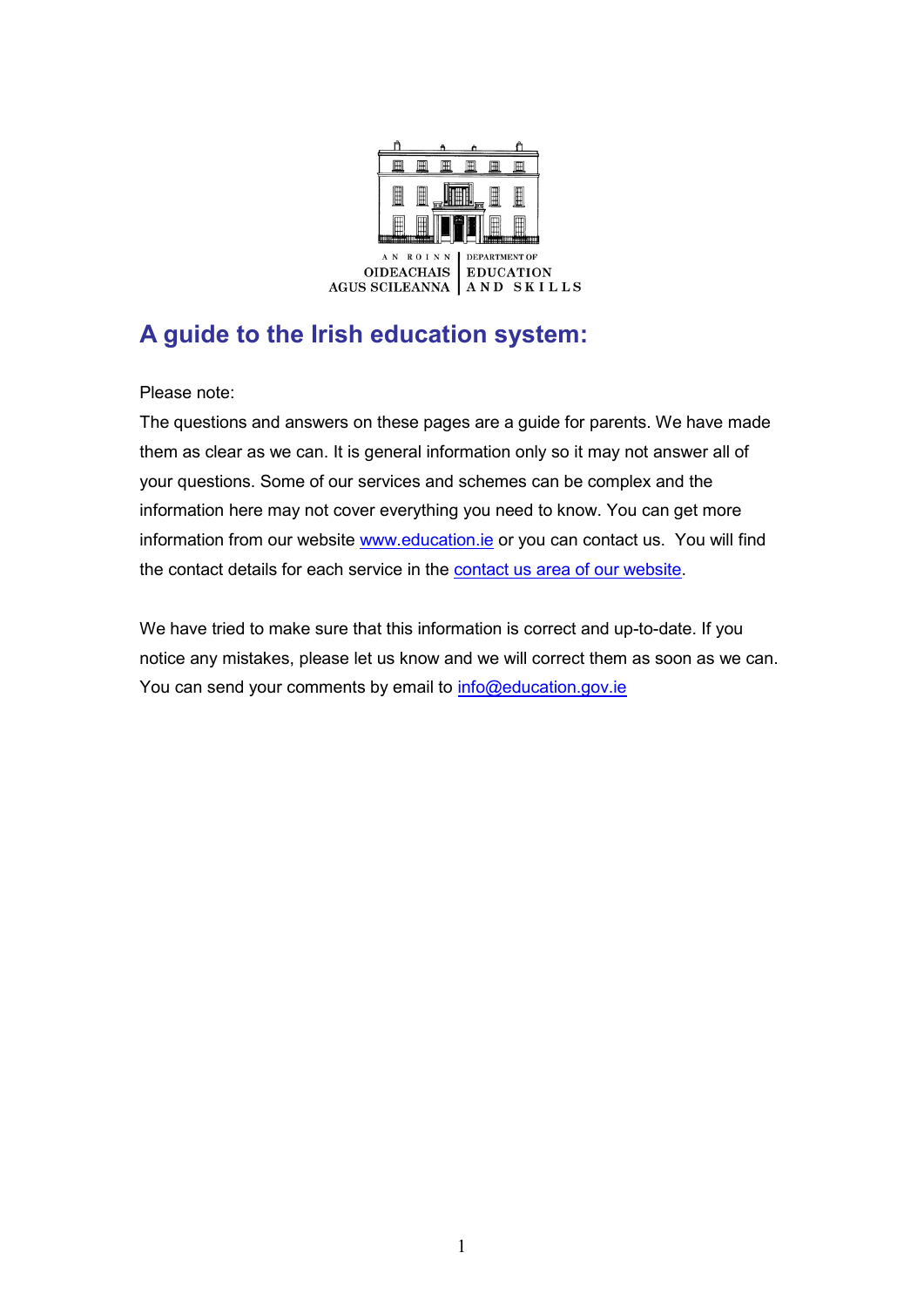AN ROINN OIDEACHAIS AGUS SCILEANNA | DEPARTMENT OF EDUCATION AND SKILLS

# A guide to the Irish education system:

Please note:

The questions and answers on these pages are a guide for parents. We have made them as clear as we can. It is general information only so it may not answer all of your questions. Some of our services and schemes can be complex and the information here may not cover everything you need to know. You can get more information from our website www.education.ie or you can contact us. You will find the contact details for each service in the contact us area of our website.

We have tried to make sure that this information is correct and up-to-date. If you notice any mistakes, please let us know and we will correct them as soon as we can. You can send your comments by email to info@education.gov.ie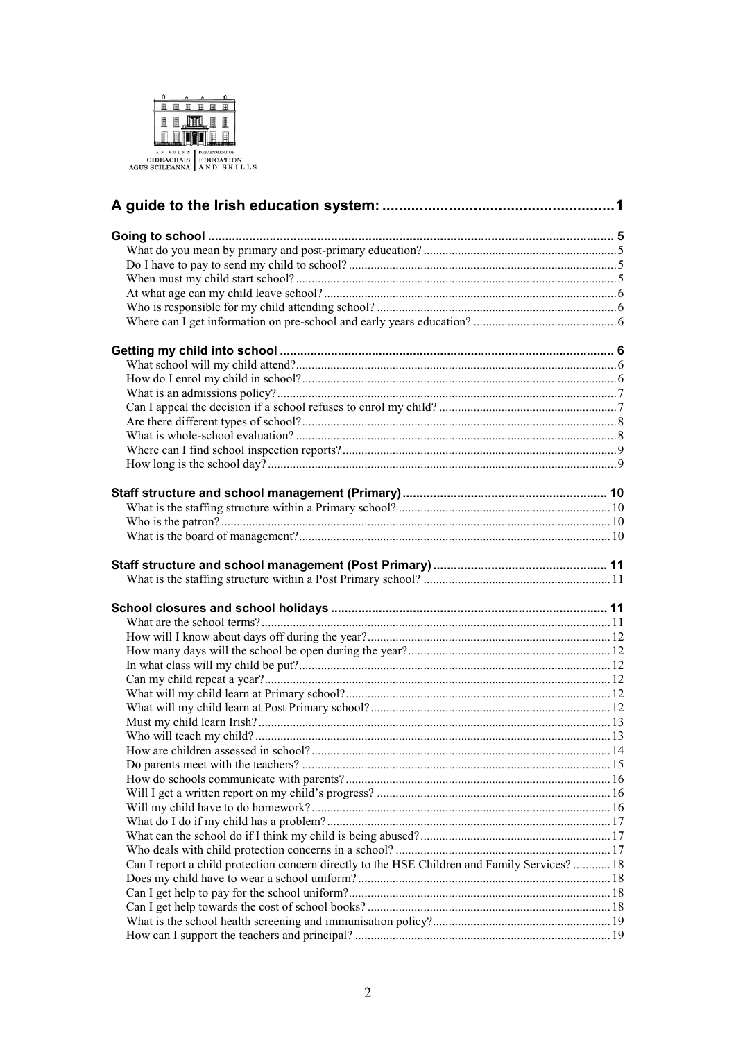AN ROINN OIDEACHAIS AGUS SCILEANNA | DEPARTMENT OF EDUCATION AND SKILLS

**A guide to the Irish education system:** 1

**Going to school** 5
- What do you mean by primary and post-primary education? 5
- Do I have to pay to send my child to school? 5
- When must my child start school? 5
- At what age can my child leave school? 6
- Who is responsible for my child attending school? 6
- Where can I get information on pre-school and early years education? 6

**Getting my child into school** 6
- What school will my child attend? 6
- How do I enrol my child in school? 6
- What is an admissions policy? 7
- Can I appeal the decision if a school refuses to enrol my child? 7
- Are there different types of school? 8
- What is whole-school evaluation? 8
- Where can I find school inspection reports? 9
- How long is the school day? 9

**Staff structure and school management (Primary)** 10
- What is the staffing structure within a Primary school? 10
- Who is the patron? 10
- What is the board of management? 10

**Staff structure and school management (Post Primary)** 11
- What is the staffing structure within a Post Primary school? 11

**School closures and school holidays** 11
- What are the school terms? 11
- How will I know about days off during the year? 12
- How many days will the school be open during the year? 12
- In what class will my child be put? 12
- Can my child repeat a year? 12
- What will my child learn at Primary school? 12
- What will my child learn at Post Primary school? 12
- Must my child learn Irish? 13
- Who will teach my child? 13
- How are children assessed in school? 14
- Do parents meet with the teachers? 15
- How do schools communicate with parents? 16
- Will I get a written report on my child's progress? 16
- Will my child have to do homework? 16
- What do I do if my child has a problem? 17
- What can the school do if I think my child is being abused? 17
- Who deals with child protection concerns in a school? 17
- Can I report a child protection concern directly to the HSE Children and Family Services? 18
- Does my child have to wear a school uniform? 18
- Can I get help to pay for the school uniform? 18
- Can I get help towards the cost of school books? 18
- What is the school health screening and immunisation policy? 19
- How can I support the teachers and principal? 19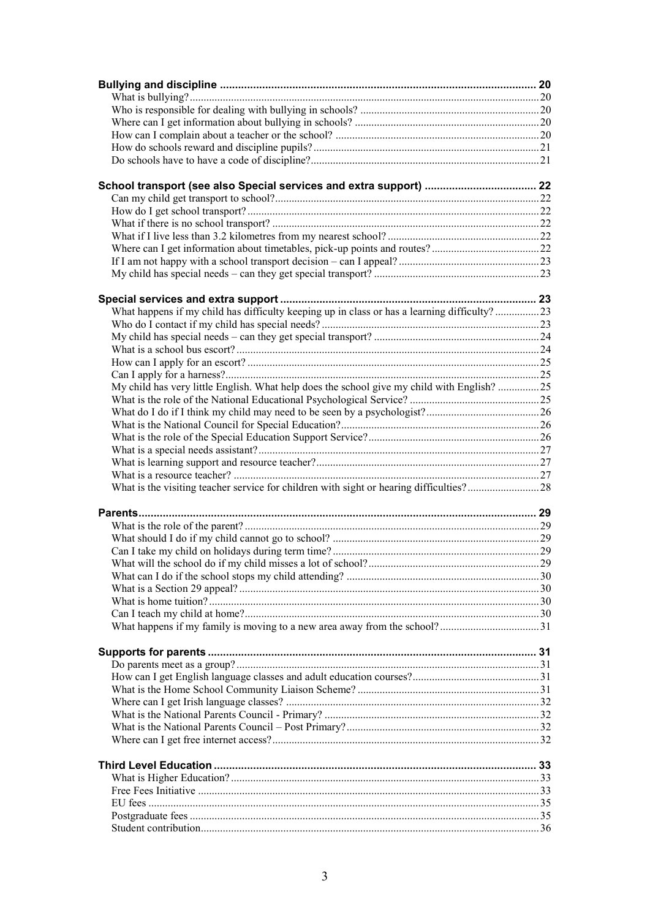**Bullying and discipline** .......... 20

What is bullying? .......... 20

Who is responsible for dealing with bullying in schools? .......... 20

Where can I get information about bullying in schools? .......... 20

How can I complain about a teacher or the school? .......... 20

How do schools reward and discipline pupils? .......... 21

Do schools have to have a code of discipline? .......... 21

**School transport (see also Special services and extra support)** .......... 22

Can my child get transport to school? .......... 22

How do I get school transport? .......... 22

What if there is no school transport? .......... 22

What if I live less than 3.2 kilometres from my nearest school? .......... 22

Where can I get information about timetables, pick-up points and routes? .......... 22

If I am not happy with a school transport decision – can I appeal? .......... 23

My child has special needs – can they get special transport? .......... 23

**Special services and extra support** .......... 23

What happens if my child has difficulty keeping up in class or has a learning difficulty? .......... 23

Who do I contact if my child has special needs? .......... 23

My child has special needs – can they get special transport? .......... 24

What is a school bus escort? .......... 24

How can I apply for an escort? .......... 25

Can I apply for a harness? .......... 25

My child has very little English. What help does the school give my child with English? .......... 25

What is the role of the National Educational Psychological Service? .......... 25

What do I do if I think my child may need to be seen by a psychologist? .......... 26

What is the National Council for Special Education? .......... 26

What is the role of the Special Education Support Service? .......... 26

What is a special needs assistant? .......... 27

What is learning support and resource teacher? .......... 27

What is a resource teacher? .......... 27

What is the visiting teacher service for children with sight or hearing difficulties? .......... 28

**Parents** .......... 29

What is the role of the parent? .......... 29

What should I do if my child cannot go to school? .......... 29

Can I take my child on holidays during term time? .......... 29

What will the school do if my child misses a lot of school? .......... 29

What can I do if the school stops my child attending? .......... 30

What is a Section 29 appeal? .......... 30

What is home tuition? .......... 30

Can I teach my child at home? .......... 30

What happens if my family is moving to a new area away from the school? .......... 31

**Supports for parents** .......... 31

Do parents meet as a group? .......... 31

How can I get English language classes and adult education courses? .......... 31

What is the Home School Community Liaison Scheme? .......... 31

Where can I get Irish language classes? .......... 32

What is the National Parents Council - Primary? .......... 32

What is the National Parents Council – Post Primary? .......... 32

Where can I get free internet access? .......... 32

**Third Level Education** .......... 33

What is Higher Education? .......... 33

Free Fees Initiative .......... 33

EU fees .......... 35

Postgraduate fees .......... 35

Student contribution .......... 36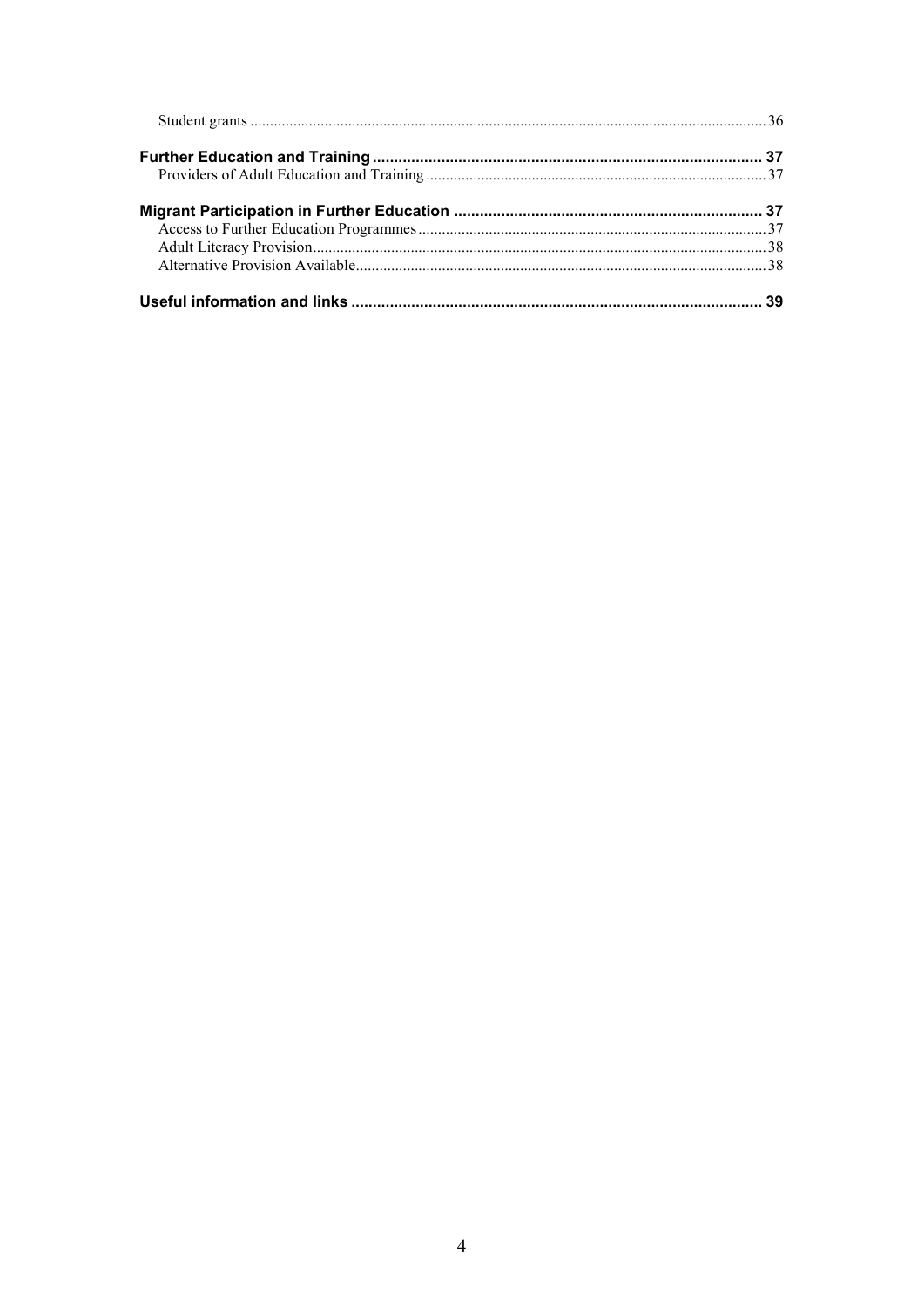Student grants ........................................................................................................................36

**Further Education and Training** ........................................................................................ **37**

Providers of Adult Education and Training ........................................................................................37

**Migrant Participation in Further Education** ...................................................................... **37**

Access to Further Education Programmes ........................................................................................37

Adult Literacy Provision ........................................................................................................................38

Alternative Provision Available ............................................................................................................38

**Useful information and links** ............................................................................................... **39**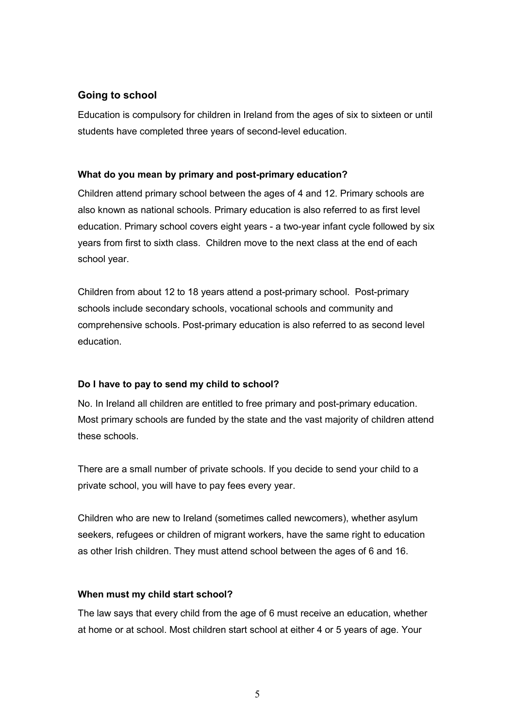## Going to school

Education is compulsory for children in Ireland from the ages of six to sixteen or until students have completed three years of second-level education.

### What do you mean by primary and post-primary education?

Children attend primary school between the ages of 4 and 12. Primary schools are also known as national schools. Primary education is also referred to as first level education. Primary school covers eight years - a two-year infant cycle followed by six years from first to sixth class. Children move to the next class at the end of each school year.

Children from about 12 to 18 years attend a post-primary school. Post-primary schools include secondary schools, vocational schools and community and comprehensive schools. Post-primary education is also referred to as second level education.

### Do I have to pay to send my child to school?

No. In Ireland all children are entitled to free primary and post-primary education. Most primary schools are funded by the state and the vast majority of children attend these schools.

There are a small number of private schools. If you decide to send your child to a private school, you will have to pay fees every year.

Children who are new to Ireland (sometimes called newcomers), whether asylum seekers, refugees or children of migrant workers, have the same right to education as other Irish children. They must attend school between the ages of 6 and 16.

### When must my child start school?

The law says that every child from the age of 6 must receive an education, whether at home or at school. Most children start school at either 4 or 5 years of age. Your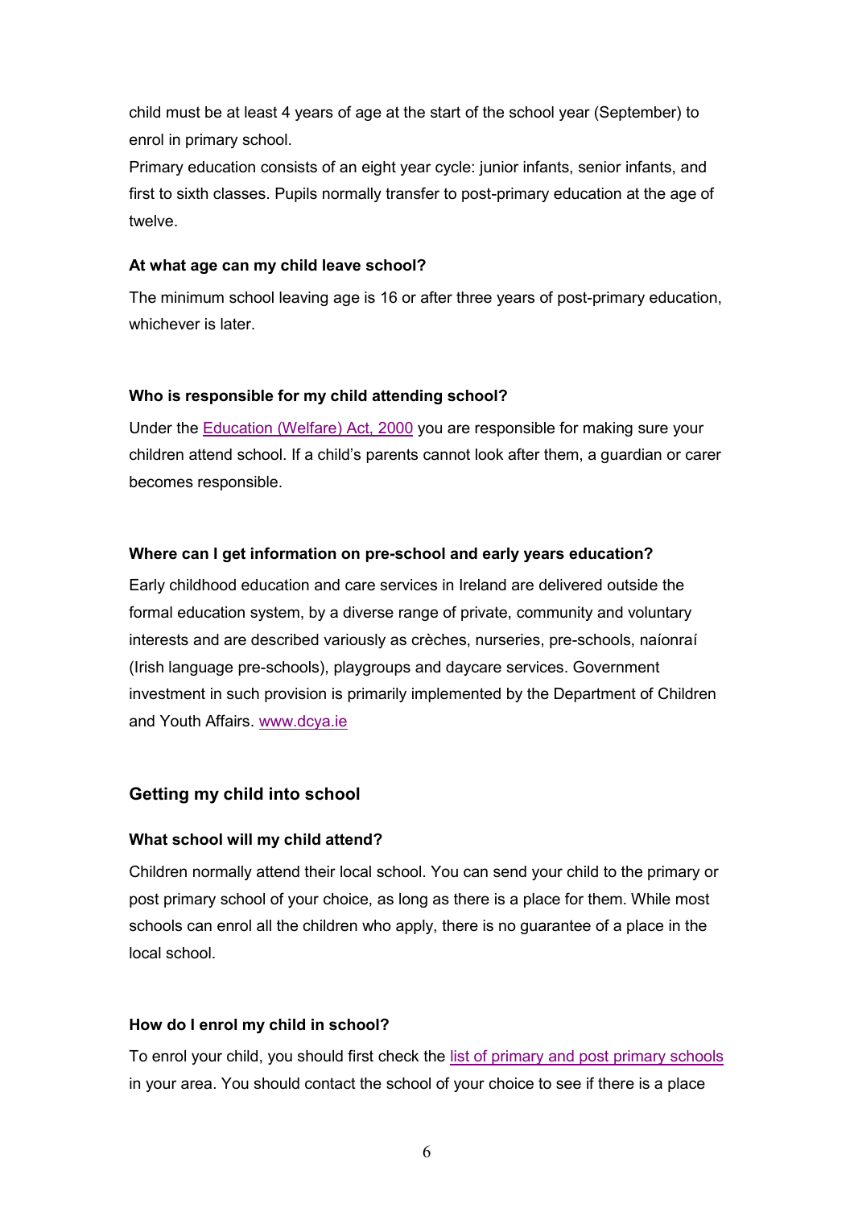child must be at least 4 years of age at the start of the school year (September) to enrol in primary school.

Primary education consists of an eight year cycle: junior infants, senior infants, and first to sixth classes. Pupils normally transfer to post-primary education at the age of twelve.

#### At what age can my child leave school?

The minimum school leaving age is 16 or after three years of post-primary education, whichever is later.

#### Who is responsible for my child attending school?

Under the Education (Welfare) Act, 2000 you are responsible for making sure your children attend school. If a child's parents cannot look after them, a guardian or carer becomes responsible.

#### Where can I get information on pre-school and early years education?

Early childhood education and care services in Ireland are delivered outside the formal education system, by a diverse range of private, community and voluntary interests and are described variously as crèches, nurseries, pre-schools, naíonraí (Irish language pre-schools), playgroups and daycare services. Government investment in such provision is primarily implemented by the Department of Children and Youth Affairs. www.dcya.ie

### Getting my child into school

#### What school will my child attend?

Children normally attend their local school. You can send your child to the primary or post primary school of your choice, as long as there is a place for them. While most schools can enrol all the children who apply, there is no guarantee of a place in the local school.

#### How do I enrol my child in school?

To enrol your child, you should first check the list of primary and post primary schools in your area. You should contact the school of your choice to see if there is a place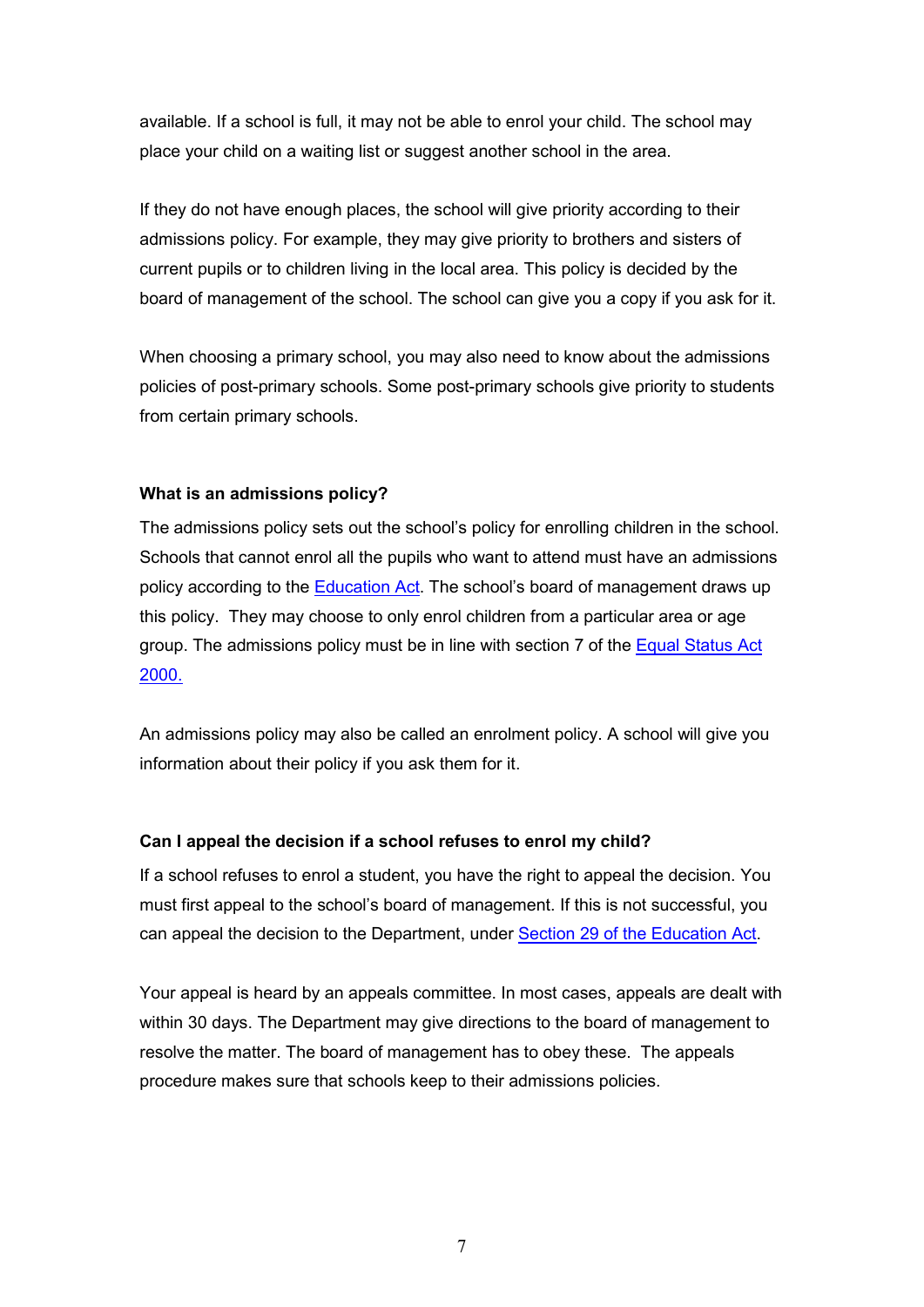available. If a school is full, it may not be able to enrol your child. The school may place your child on a waiting list or suggest another school in the area.

If they do not have enough places, the school will give priority according to their admissions policy. For example, they may give priority to brothers and sisters of current pupils or to children living in the local area. This policy is decided by the board of management of the school. The school can give you a copy if you ask for it.

When choosing a primary school, you may also need to know about the admissions policies of post-primary schools. Some post-primary schools give priority to students from certain primary schools.

**What is an admissions policy?**

The admissions policy sets out the school's policy for enrolling children in the school. Schools that cannot enrol all the pupils who want to attend must have an admissions policy according to the Education Act. The school's board of management draws up this policy. They may choose to only enrol children from a particular area or age group. The admissions policy must be in line with section 7 of the Equal Status Act 2000.

An admissions policy may also be called an enrolment policy. A school will give you information about their policy if you ask them for it.

**Can I appeal the decision if a school refuses to enrol my child?**

If a school refuses to enrol a student, you have the right to appeal the decision. You must first appeal to the school's board of management. If this is not successful, you can appeal the decision to the Department, under Section 29 of the Education Act.

Your appeal is heard by an appeals committee. In most cases, appeals are dealt with within 30 days. The Department may give directions to the board of management to resolve the matter. The board of management has to obey these. The appeals procedure makes sure that schools keep to their admissions policies.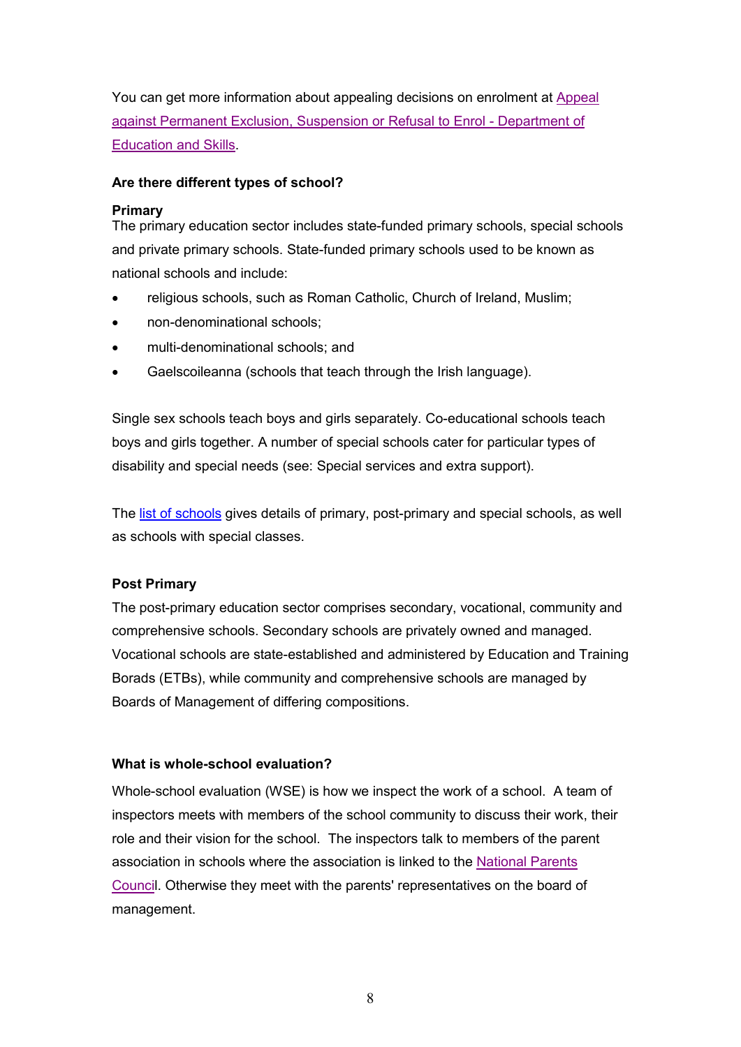You can get more information about appealing decisions on enrolment at [Appeal against Permanent Exclusion, Suspension or Refusal to Enrol - Department of Education and Skills](#).

### Are there different types of school?

**Primary**

The primary education sector includes state-funded primary schools, special schools and private primary schools. State-funded primary schools used to be known as national schools and include:

- religious schools, such as Roman Catholic, Church of Ireland, Muslim;
- non-denominational schools;
- multi-denominational schools; and
- Gaelscoileanna (schools that teach through the Irish language).

Single sex schools teach boys and girls separately. Co-educational schools teach boys and girls together. A number of special schools cater for particular types of disability and special needs (see: Special services and extra support).

The [list of schools](#) gives details of primary, post-primary and special schools, as well as schools with special classes.

**Post Primary**

The post-primary education sector comprises secondary, vocational, community and comprehensive schools. Secondary schools are privately owned and managed. Vocational schools are state-established and administered by Education and Training Borads (ETBs), while community and comprehensive schools are managed by Boards of Management of differing compositions.

### What is whole-school evaluation?

Whole-school evaluation (WSE) is how we inspect the work of a school. A team of inspectors meets with members of the school community to discuss their work, their role and their vision for the school. The inspectors talk to members of the parent association in schools where the association is linked to the [National Parents Council](#). Otherwise they meet with the parents' representatives on the board of management.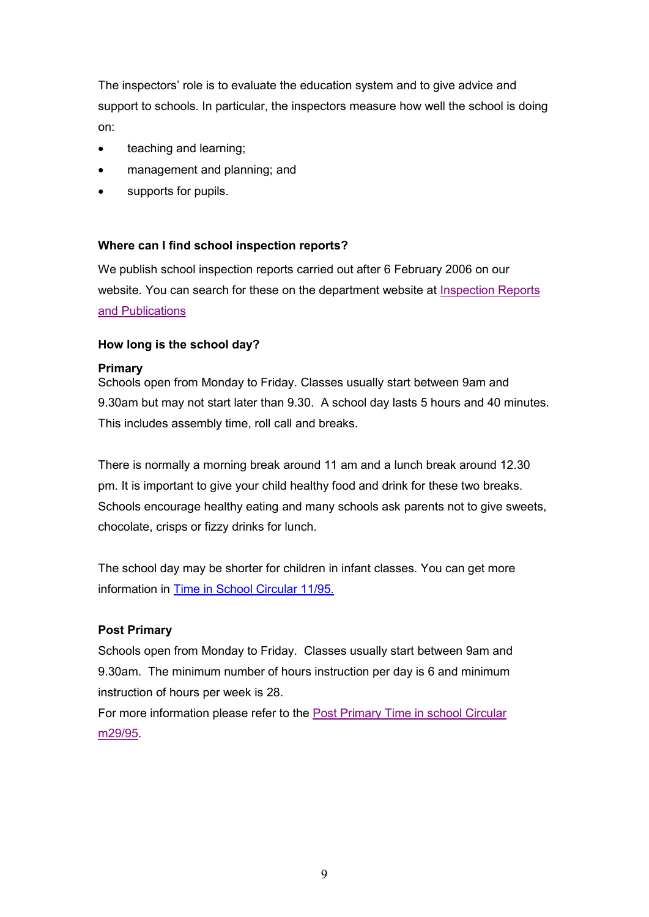The inspectors' role is to evaluate the education system and to give advice and support to schools. In particular, the inspectors measure how well the school is doing on:

- teaching and learning;
- management and planning; and
- supports for pupils.

**Where can I find school inspection reports?**

We publish school inspection reports carried out after 6 February 2006 on our website. You can search for these on the department website at Inspection Reports and Publications

**How long is the school day?**

**Primary**

Schools open from Monday to Friday. Classes usually start between 9am and 9.30am but may not start later than 9.30. A school day lasts 5 hours and 40 minutes. This includes assembly time, roll call and breaks.

There is normally a morning break around 11 am and a lunch break around 12.30 pm. It is important to give your child healthy food and drink for these two breaks. Schools encourage healthy eating and many schools ask parents not to give sweets, chocolate, crisps or fizzy drinks for lunch.

The school day may be shorter for children in infant classes. You can get more information in Time in School Circular 11/95.

**Post Primary**

Schools open from Monday to Friday. Classes usually start between 9am and 9.30am. The minimum number of hours instruction per day is 6 and minimum instruction of hours per week is 28.

For more information please refer to the Post Primary Time in school Circular m29/95.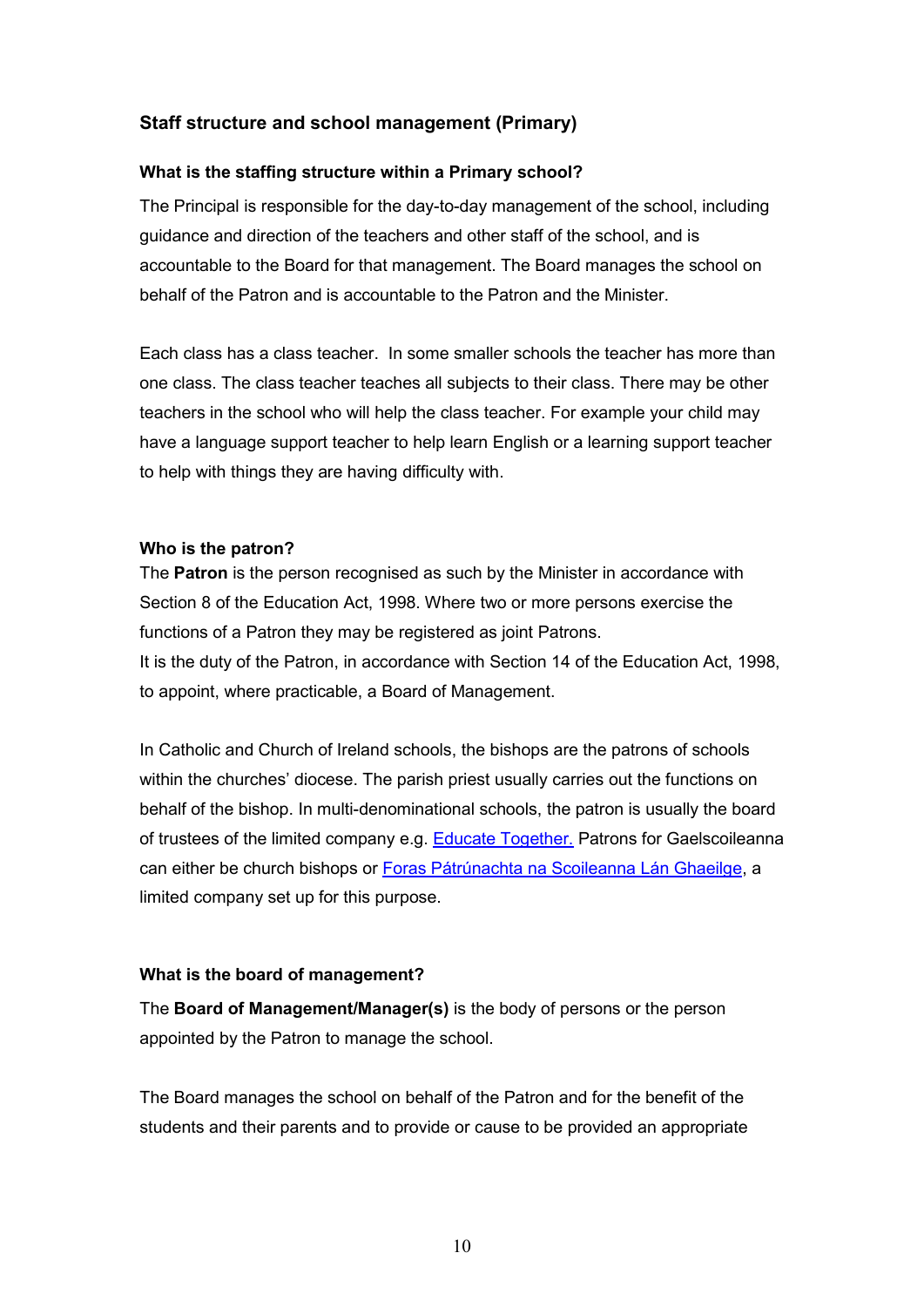## Staff structure and school management (Primary)

### What is the staffing structure within a Primary school?

The Principal is responsible for the day-to-day management of the school, including guidance and direction of the teachers and other staff of the school, and is accountable to the Board for that management. The Board manages the school on behalf of the Patron and is accountable to the Patron and the Minister.

Each class has a class teacher. In some smaller schools the teacher has more than one class. The class teacher teaches all subjects to their class. There may be other teachers in the school who will help the class teacher. For example your child may have a language support teacher to help learn English or a learning support teacher to help with things they are having difficulty with.

### Who is the patron?

The **Patron** is the person recognised as such by the Minister in accordance with Section 8 of the Education Act, 1998. Where two or more persons exercise the functions of a Patron they may be registered as joint Patrons.
It is the duty of the Patron, in accordance with Section 14 of the Education Act, 1998, to appoint, where practicable, a Board of Management.

In Catholic and Church of Ireland schools, the bishops are the patrons of schools within the churches' diocese. The parish priest usually carries out the functions on behalf of the bishop. In multi-denominational schools, the patron is usually the board of trustees of the limited company e.g. Educate Together. Patrons for Gaelscoileanna can either be church bishops or Foras Pátrúnachta na Scoileanna Lán Ghaeilge, a limited company set up for this purpose.

### What is the board of management?

The **Board of Management/Manager(s)** is the body of persons or the person appointed by the Patron to manage the school.

The Board manages the school on behalf of the Patron and for the benefit of the students and their parents and to provide or cause to be provided an appropriate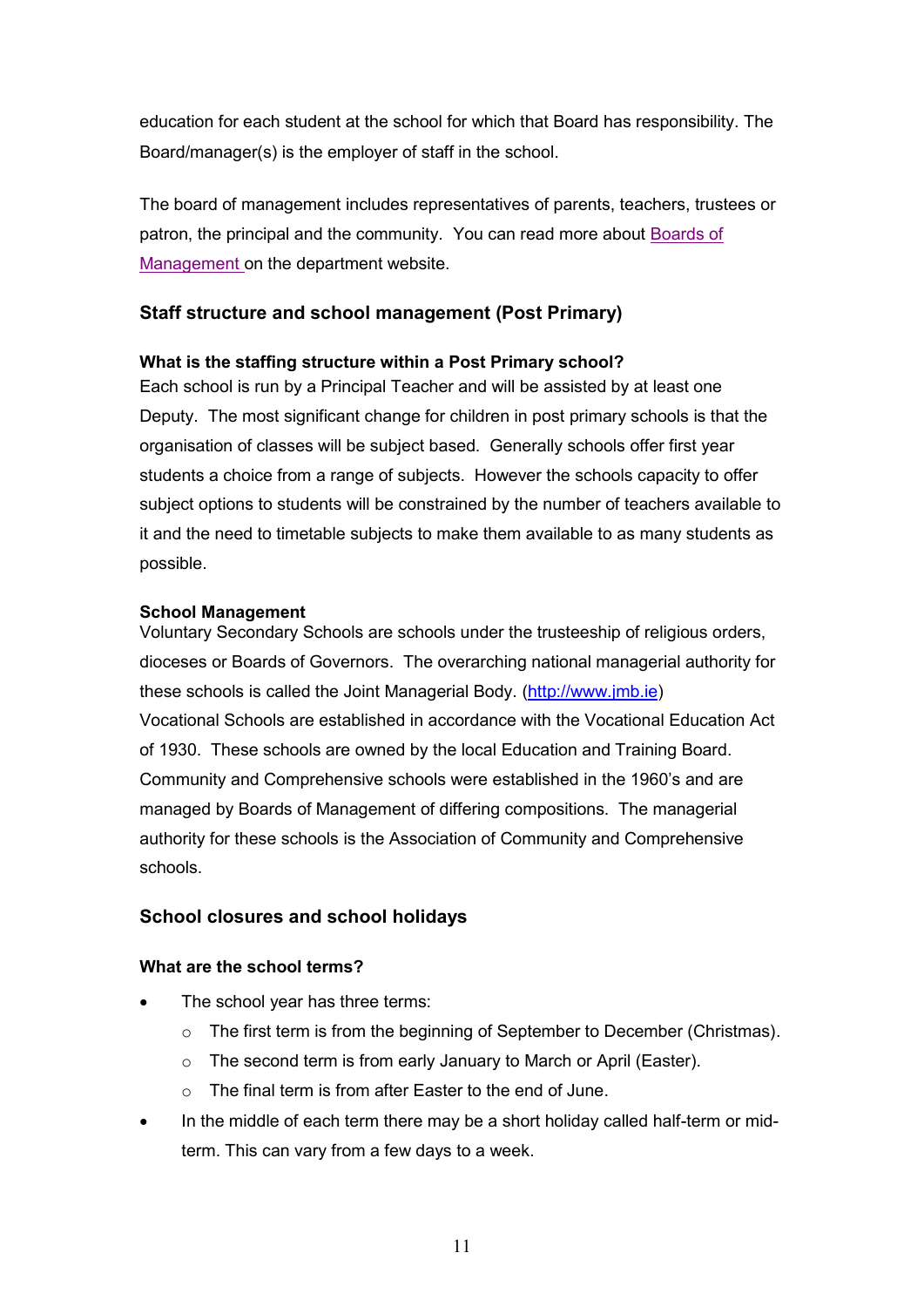education for each student at the school for which that Board has responsibility. The Board/manager(s) is the employer of staff in the school.

The board of management includes representatives of parents, teachers, trustees or patron, the principal and the community. You can read more about [Boards of Management](Boards of Management) on the department website.

## Staff structure and school management (Post Primary)

**What is the staffing structure within a Post Primary school?**
Each school is run by a Principal Teacher and will be assisted by at least one Deputy. The most significant change for children in post primary schools is that the organisation of classes will be subject based. Generally schools offer first year students a choice from a range of subjects. However the schools capacity to offer subject options to students will be constrained by the number of teachers available to it and the need to timetable subjects to make them available to as many students as possible.

**School Management**
Voluntary Secondary Schools are schools under the trusteeship of religious orders, dioceses or Boards of Governors. The overarching national managerial authority for these schools is called the Joint Managerial Body. ([http://www.jmb.ie](http://www.jmb.ie))
Vocational Schools are established in accordance with the Vocational Education Act of 1930. These schools are owned by the local Education and Training Board. Community and Comprehensive schools were established in the 1960's and are managed by Boards of Management of differing compositions. The managerial authority for these schools is the Association of Community and Comprehensive schools.

## School closures and school holidays

**What are the school terms?**

- The school year has three terms:
  - The first term is from the beginning of September to December (Christmas).
  - The second term is from early January to March or April (Easter).
  - The final term is from after Easter to the end of June.
- In the middle of each term there may be a short holiday called half-term or mid-term. This can vary from a few days to a week.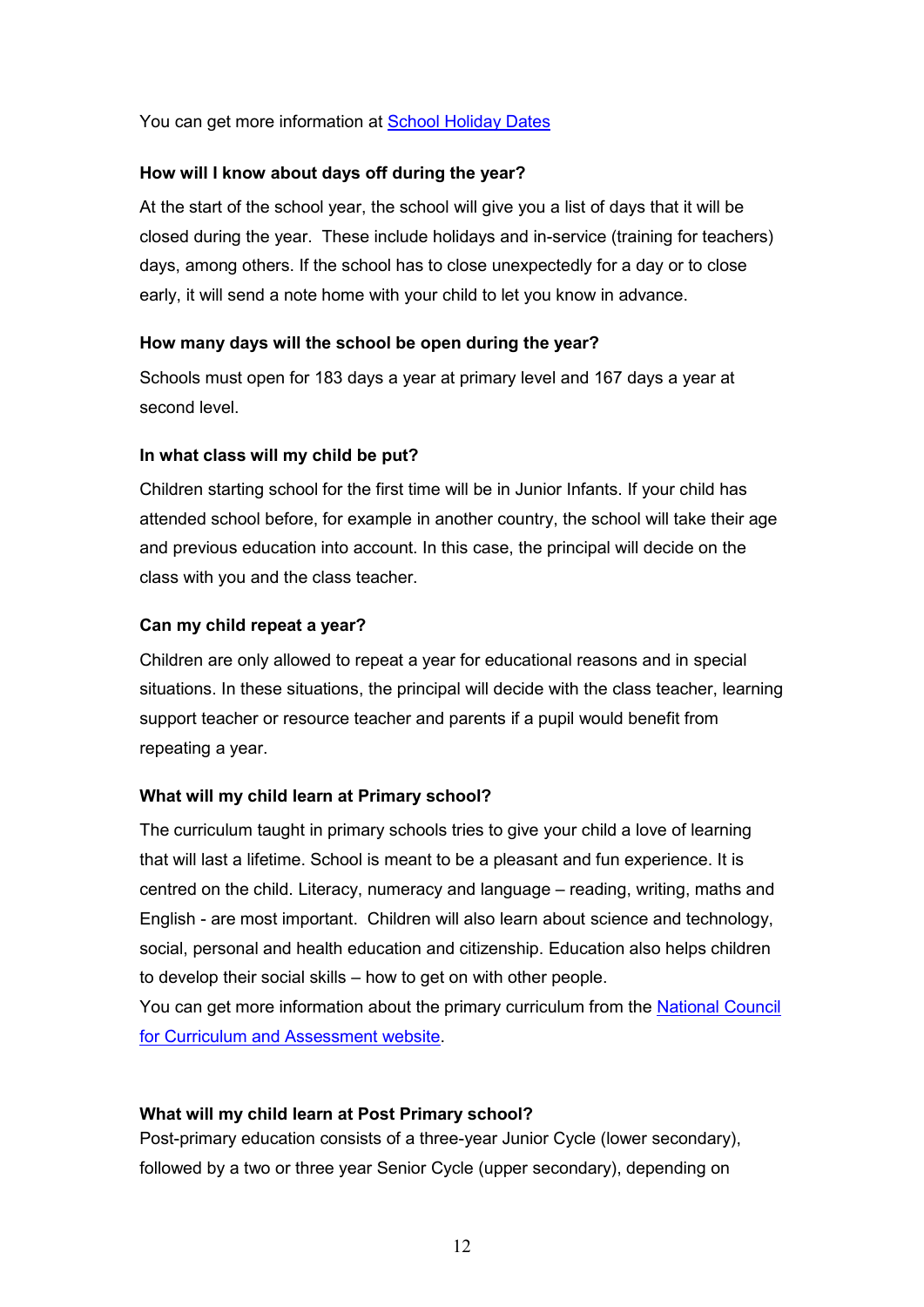You can get more information at [School Holiday Dates]

**How will I know about days off during the year?**

At the start of the school year, the school will give you a list of days that it will be closed during the year. These include holidays and in-service (training for teachers) days, among others. If the school has to close unexpectedly for a day or to close early, it will send a note home with your child to let you know in advance.

**How many days will the school be open during the year?**

Schools must open for 183 days a year at primary level and 167 days a year at second level.

**In what class will my child be put?**

Children starting school for the first time will be in Junior Infants. If your child has attended school before, for example in another country, the school will take their age and previous education into account. In this case, the principal will decide on the class with you and the class teacher.

**Can my child repeat a year?**

Children are only allowed to repeat a year for educational reasons and in special situations. In these situations, the principal will decide with the class teacher, learning support teacher or resource teacher and parents if a pupil would benefit from repeating a year.

**What will my child learn at Primary school?**

The curriculum taught in primary schools tries to give your child a love of learning that will last a lifetime. School is meant to be a pleasant and fun experience. It is centred on the child. Literacy, numeracy and language – reading, writing, maths and English - are most important. Children will also learn about science and technology, social, personal and health education and citizenship. Education also helps children to develop their social skills – how to get on with other people.

You can get more information about the primary curriculum from the [National Council for Curriculum and Assessment website].

**What will my child learn at Post Primary school?**

Post-primary education consists of a three-year Junior Cycle (lower secondary), followed by a two or three year Senior Cycle (upper secondary), depending on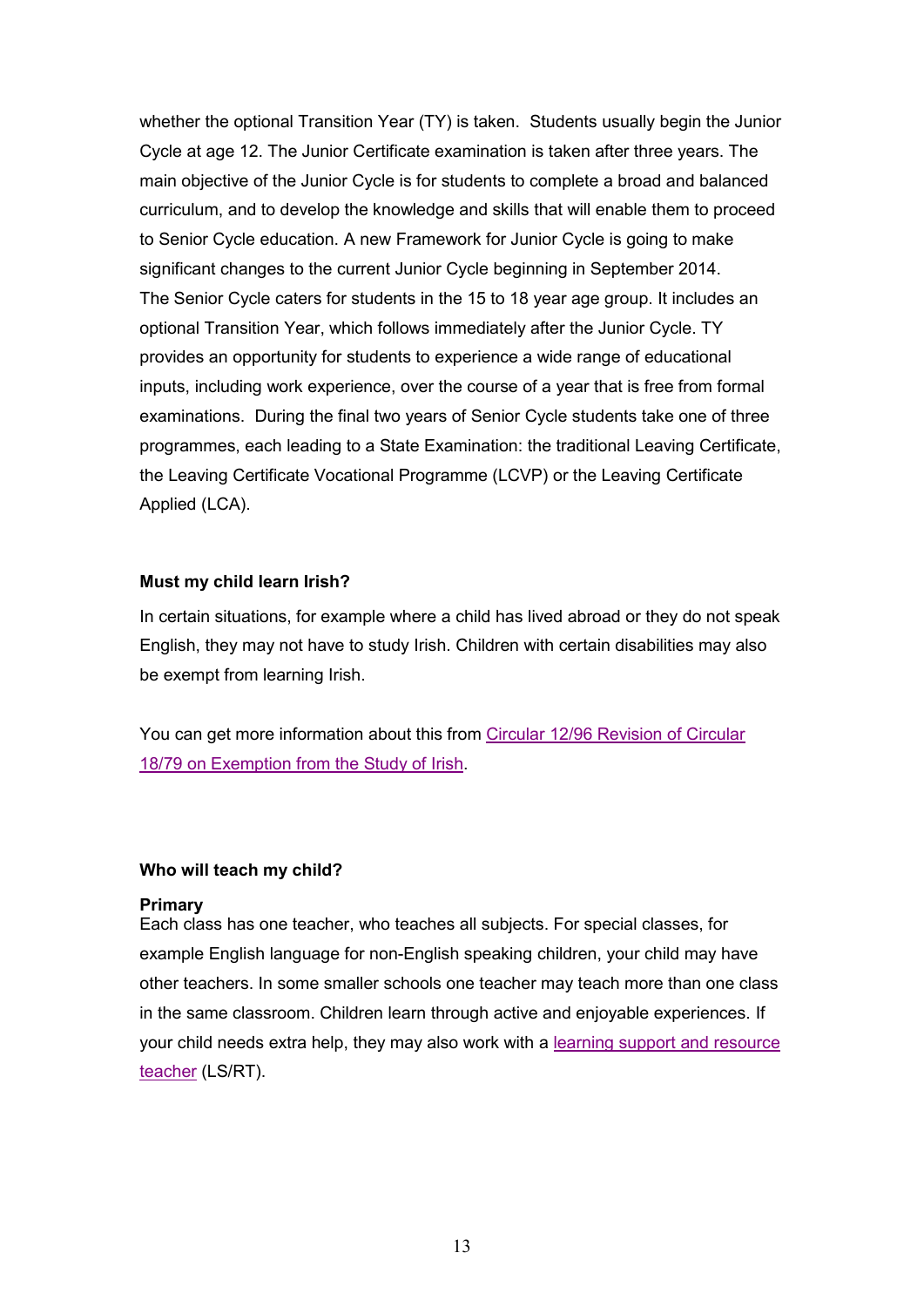whether the optional Transition Year (TY) is taken. Students usually begin the Junior Cycle at age 12. The Junior Certificate examination is taken after three years. The main objective of the Junior Cycle is for students to complete a broad and balanced curriculum, and to develop the knowledge and skills that will enable them to proceed to Senior Cycle education. A new Framework for Junior Cycle is going to make significant changes to the current Junior Cycle beginning in September 2014.
The Senior Cycle caters for students in the 15 to 18 year age group. It includes an optional Transition Year, which follows immediately after the Junior Cycle. TY provides an opportunity for students to experience a wide range of educational inputs, including work experience, over the course of a year that is free from formal examinations. During the final two years of Senior Cycle students take one of three programmes, each leading to a State Examination: the traditional Leaving Certificate, the Leaving Certificate Vocational Programme (LCVP) or the Leaving Certificate Applied (LCA).

**Must my child learn Irish?**

In certain situations, for example where a child has lived abroad or they do not speak English, they may not have to study Irish. Children with certain disabilities may also be exempt from learning Irish.

You can get more information about this from Circular 12/96 Revision of Circular 18/79 on Exemption from the Study of Irish.

**Who will teach my child?**

**Primary**
Each class has one teacher, who teaches all subjects. For special classes, for example English language for non-English speaking children, your child may have other teachers. In some smaller schools one teacher may teach more than one class in the same classroom. Children learn through active and enjoyable experiences. If your child needs extra help, they may also work with a learning support and resource teacher (LS/RT).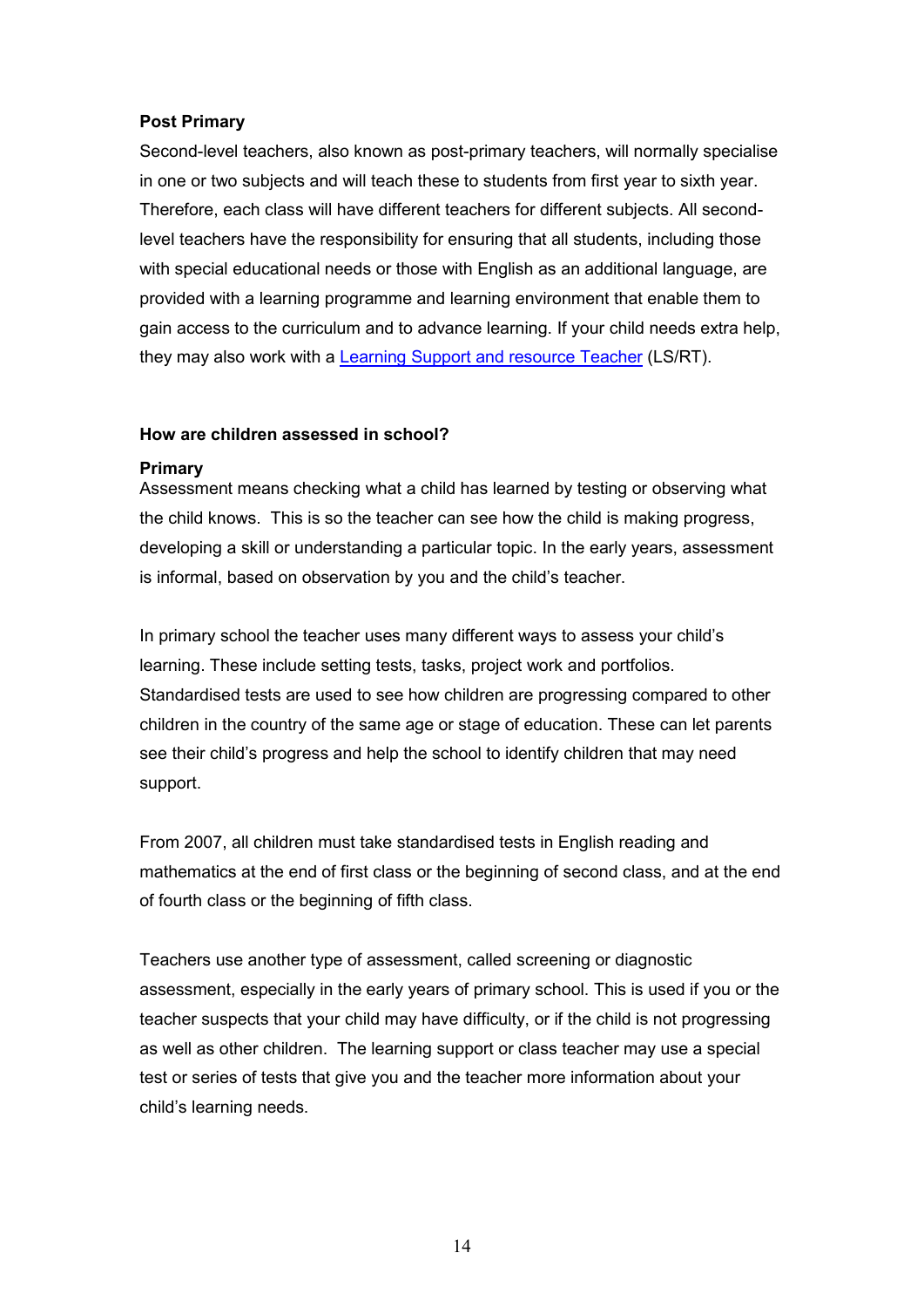**Post Primary**

Second-level teachers, also known as post-primary teachers, will normally specialise in one or two subjects and will teach these to students from first year to sixth year. Therefore, each class will have different teachers for different subjects. All second-level teachers have the responsibility for ensuring that all students, including those with special educational needs or those with English as an additional language, are provided with a learning programme and learning environment that enable them to gain access to the curriculum and to advance learning. If your child needs extra help, they may also work with a Learning Support and resource Teacher (LS/RT).

**How are children assessed in school?**

**Primary**

Assessment means checking what a child has learned by testing or observing what the child knows. This is so the teacher can see how the child is making progress, developing a skill or understanding a particular topic. In the early years, assessment is informal, based on observation by you and the child's teacher.

In primary school the teacher uses many different ways to assess your child's learning. These include setting tests, tasks, project work and portfolios. Standardised tests are used to see how children are progressing compared to other children in the country of the same age or stage of education. These can let parents see their child's progress and help the school to identify children that may need support.

From 2007, all children must take standardised tests in English reading and mathematics at the end of first class or the beginning of second class, and at the end of fourth class or the beginning of fifth class.

Teachers use another type of assessment, called screening or diagnostic assessment, especially in the early years of primary school. This is used if you or the teacher suspects that your child may have difficulty, or if the child is not progressing as well as other children. The learning support or class teacher may use a special test or series of tests that give you and the teacher more information about your child's learning needs.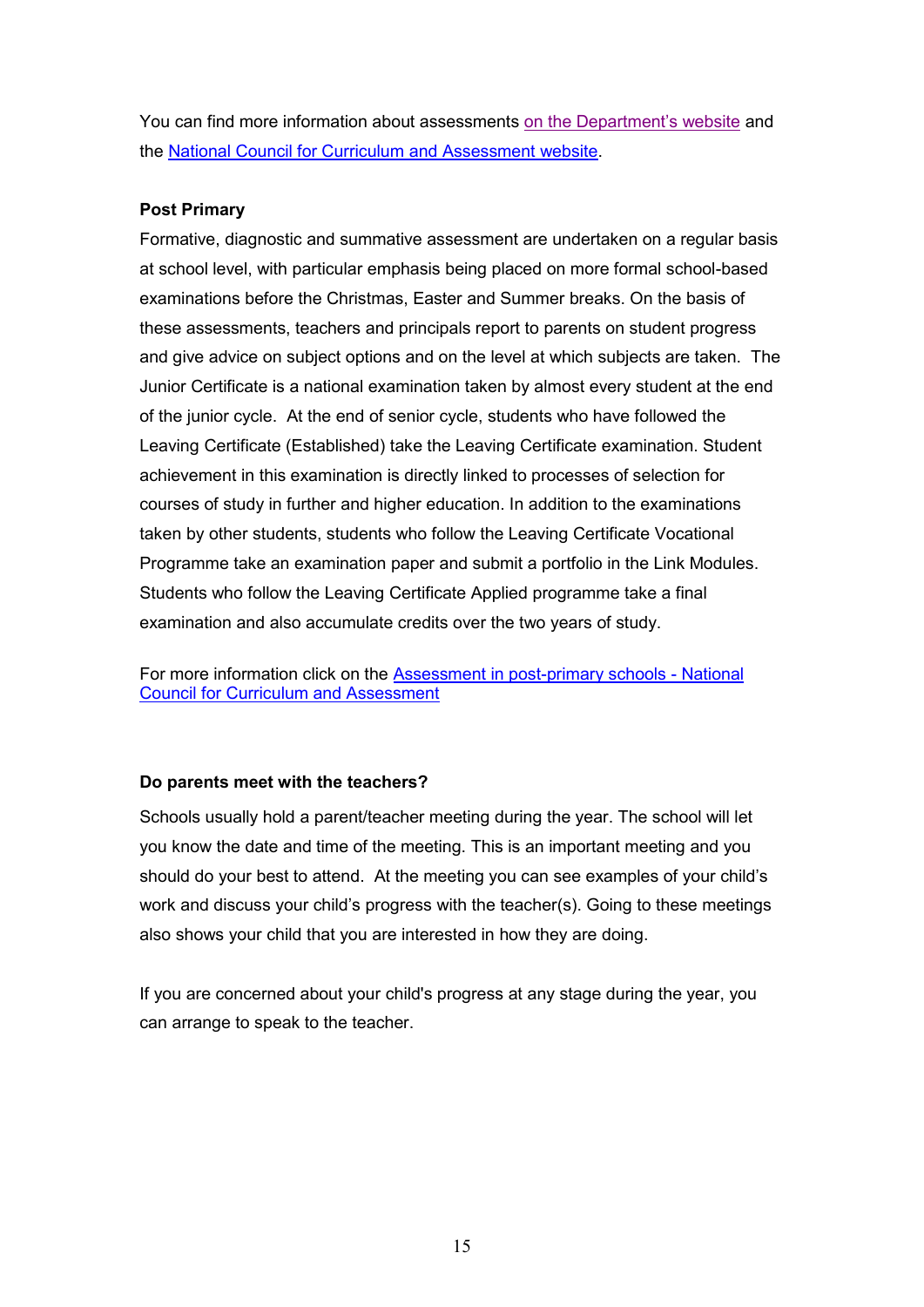You can find more information about assessments on the Department's website and the National Council for Curriculum and Assessment website.

**Post Primary**

Formative, diagnostic and summative assessment are undertaken on a regular basis at school level, with particular emphasis being placed on more formal school-based examinations before the Christmas, Easter and Summer breaks. On the basis of these assessments, teachers and principals report to parents on student progress and give advice on subject options and on the level at which subjects are taken. The Junior Certificate is a national examination taken by almost every student at the end of the junior cycle. At the end of senior cycle, students who have followed the Leaving Certificate (Established) take the Leaving Certificate examination. Student achievement in this examination is directly linked to processes of selection for courses of study in further and higher education. In addition to the examinations taken by other students, students who follow the Leaving Certificate Vocational Programme take an examination paper and submit a portfolio in the Link Modules. Students who follow the Leaving Certificate Applied programme take a final examination and also accumulate credits over the two years of study.

For more information click on the Assessment in post-primary schools - National Council for Curriculum and Assessment

**Do parents meet with the teachers?**

Schools usually hold a parent/teacher meeting during the year. The school will let you know the date and time of the meeting. This is an important meeting and you should do your best to attend. At the meeting you can see examples of your child's work and discuss your child's progress with the teacher(s). Going to these meetings also shows your child that you are interested in how they are doing.

If you are concerned about your child's progress at any stage during the year, you can arrange to speak to the teacher.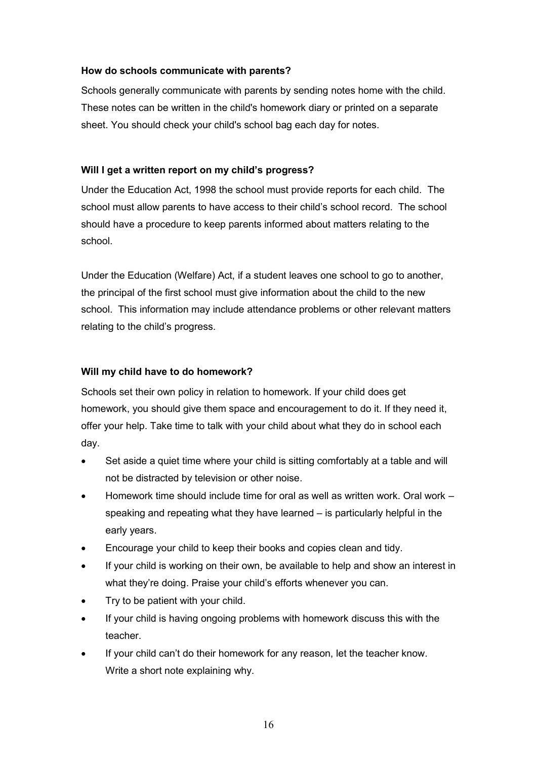**How do schools communicate with parents?**

Schools generally communicate with parents by sending notes home with the child. These notes can be written in the child's homework diary or printed on a separate sheet. You should check your child's school bag each day for notes.

**Will I get a written report on my child's progress?**

Under the Education Act, 1998 the school must provide reports for each child. The school must allow parents to have access to their child's school record. The school should have a procedure to keep parents informed about matters relating to the school.

Under the Education (Welfare) Act, if a student leaves one school to go to another, the principal of the first school must give information about the child to the new school. This information may include attendance problems or other relevant matters relating to the child's progress.

**Will my child have to do homework?**

Schools set their own policy in relation to homework. If your child does get homework, you should give them space and encouragement to do it. If they need it, offer your help. Take time to talk with your child about what they do in school each day.

- Set aside a quiet time where your child is sitting comfortably at a table and will not be distracted by television or other noise.
- Homework time should include time for oral as well as written work. Oral work – speaking and repeating what they have learned – is particularly helpful in the early years.
- Encourage your child to keep their books and copies clean and tidy.
- If your child is working on their own, be available to help and show an interest in what they're doing. Praise your child's efforts whenever you can.
- Try to be patient with your child.
- If your child is having ongoing problems with homework discuss this with the teacher.
- If your child can't do their homework for any reason, let the teacher know. Write a short note explaining why.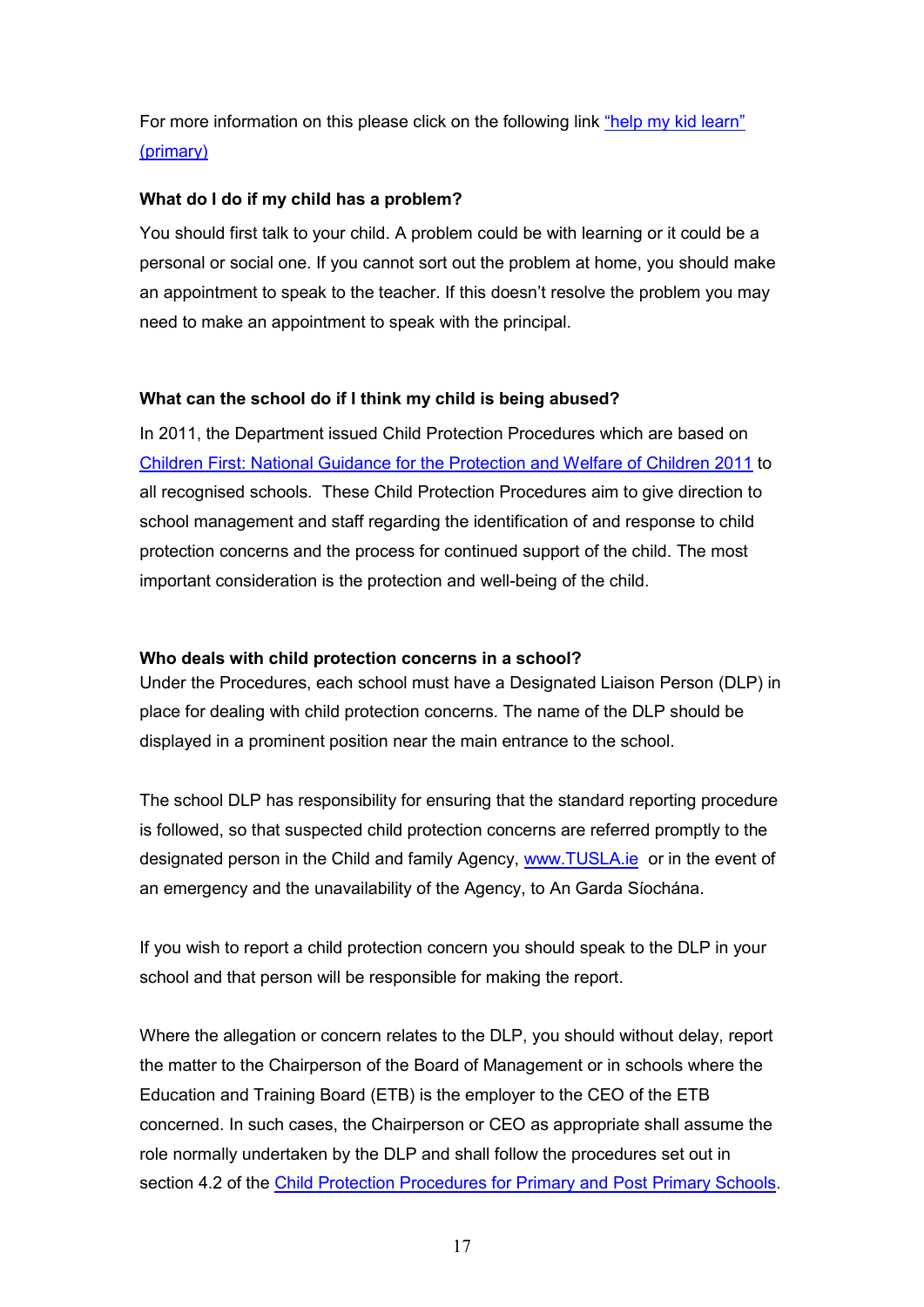For more information on this please click on the following link "help my kid learn" (primary)

**What do I do if my child has a problem?**

You should first talk to your child. A problem could be with learning or it could be a personal or social one. If you cannot sort out the problem at home, you should make an appointment to speak to the teacher. If this doesn't resolve the problem you may need to make an appointment to speak with the principal.

**What can the school do if I think my child is being abused?**

In 2011, the Department issued Child Protection Procedures which are based on Children First: National Guidance for the Protection and Welfare of Children 2011 to all recognised schools. These Child Protection Procedures aim to give direction to school management and staff regarding the identification of and response to child protection concerns and the process for continued support of the child. The most important consideration is the protection and well-being of the child.

**Who deals with child protection concerns in a school?**

Under the Procedures, each school must have a Designated Liaison Person (DLP) in place for dealing with child protection concerns. The name of the DLP should be displayed in a prominent position near the main entrance to the school.

The school DLP has responsibility for ensuring that the standard reporting procedure is followed, so that suspected child protection concerns are referred promptly to the designated person in the Child and family Agency, www.TUSLA.ie or in the event of an emergency and the unavailability of the Agency, to An Garda Síochána.

If you wish to report a child protection concern you should speak to the DLP in your school and that person will be responsible for making the report.

Where the allegation or concern relates to the DLP, you should without delay, report the matter to the Chairperson of the Board of Management or in schools where the Education and Training Board (ETB) is the employer to the CEO of the ETB concerned. In such cases, the Chairperson or CEO as appropriate shall assume the role normally undertaken by the DLP and shall follow the procedures set out in section 4.2 of the Child Protection Procedures for Primary and Post Primary Schools.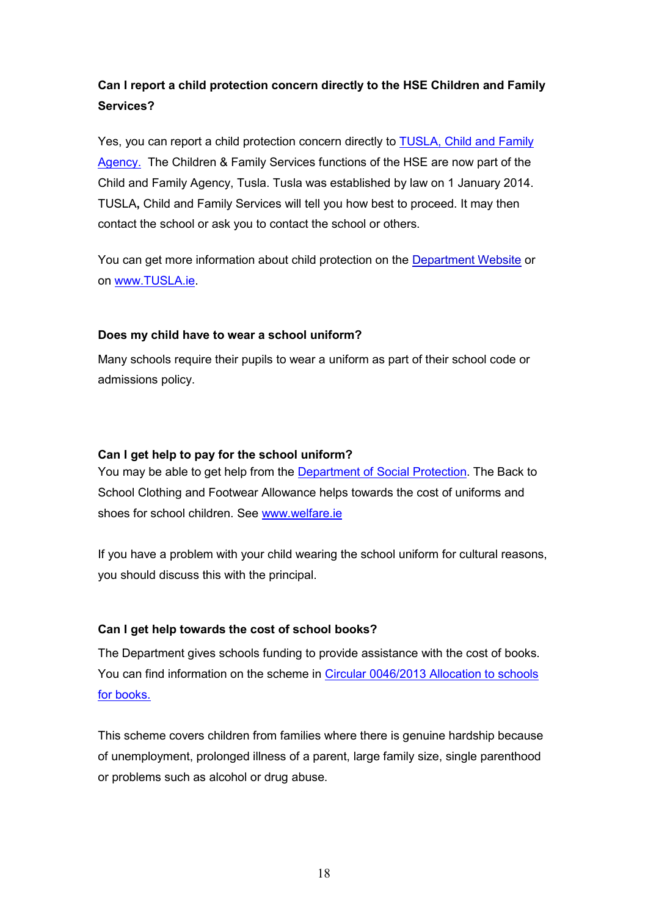**Can I report a child protection concern directly to the HSE Children and Family Services?**

Yes, you can report a child protection concern directly to TUSLA, Child and Family Agency. The Children & Family Services functions of the HSE are now part of the Child and Family Agency, Tusla. Tusla was established by law on 1 January 2014. TUSLA**,** Child and Family Services will tell you how best to proceed. It may then contact the school or ask you to contact the school or others.

You can get more information about child protection on the Department Website or on www.TUSLA.ie.

**Does my child have to wear a school uniform?**

Many schools require their pupils to wear a uniform as part of their school code or admissions policy.

**Can I get help to pay for the school uniform?**

You may be able to get help from the Department of Social Protection. The Back to School Clothing and Footwear Allowance helps towards the cost of uniforms and shoes for school children. See www.welfare.ie

If you have a problem with your child wearing the school uniform for cultural reasons, you should discuss this with the principal.

**Can I get help towards the cost of school books?**

The Department gives schools funding to provide assistance with the cost of books. You can find information on the scheme in Circular 0046/2013 Allocation to schools for books.

This scheme covers children from families where there is genuine hardship because of unemployment, prolonged illness of a parent, large family size, single parenthood or problems such as alcohol or drug abuse.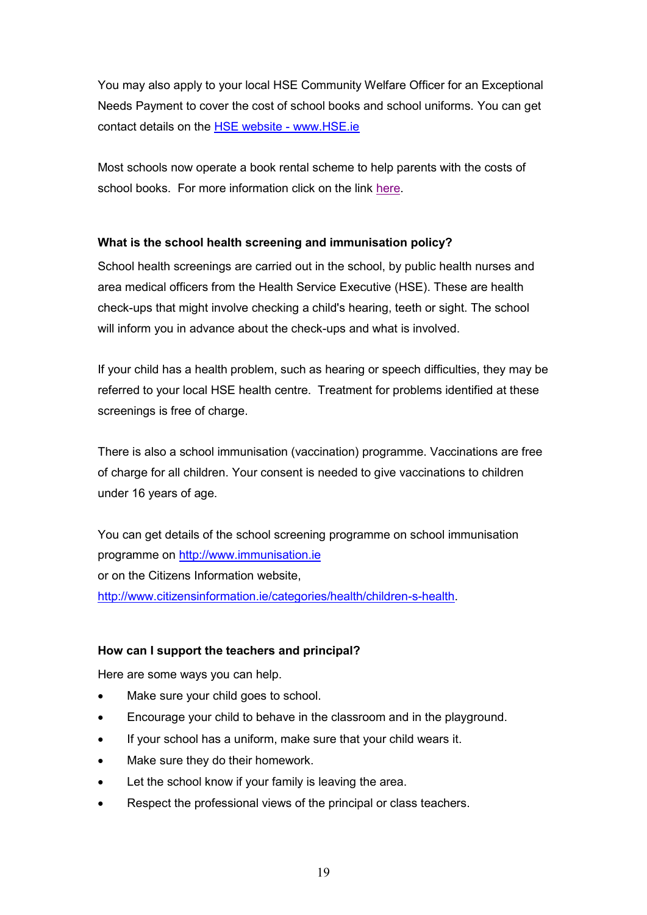You may also apply to your local HSE Community Welfare Officer for an Exceptional Needs Payment to cover the cost of school books and school uniforms. You can get contact details on the [HSE website - www.HSE.ie](http://www.HSE.ie)

Most schools now operate a book rental scheme to help parents with the costs of school books. For more information click on the link here.

**What is the school health screening and immunisation policy?**

School health screenings are carried out in the school, by public health nurses and area medical officers from the Health Service Executive (HSE). These are health check-ups that might involve checking a child's hearing, teeth or sight. The school will inform you in advance about the check-ups and what is involved.

If your child has a health problem, such as hearing or speech difficulties, they may be referred to your local HSE health centre. Treatment for problems identified at these screenings is free of charge.

There is also a school immunisation (vaccination) programme. Vaccinations are free of charge for all children. Your consent is needed to give vaccinations to children under 16 years of age.

You can get details of the school screening programme on school immunisation programme on http://www.immunisation.ie
or on the Citizens Information website,
http://www.citizensinformation.ie/categories/health/children-s-health.

**How can I support the teachers and principal?**

Here are some ways you can help.

- Make sure your child goes to school.
- Encourage your child to behave in the classroom and in the playground.
- If your school has a uniform, make sure that your child wears it.
- Make sure they do their homework.
- Let the school know if your family is leaving the area.
- Respect the professional views of the principal or class teachers.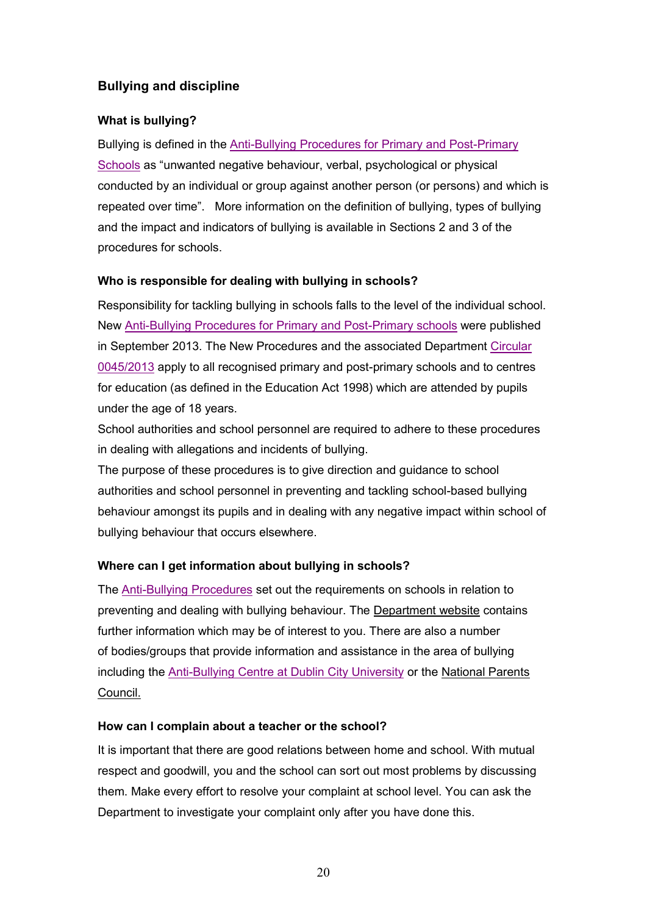## Bullying and discipline

### What is bullying?

Bullying is defined in the Anti-Bullying Procedures for Primary and Post-Primary Schools as "unwanted negative behaviour, verbal, psychological or physical conducted by an individual or group against another person (or persons) and which is repeated over time". More information on the definition of bullying, types of bullying and the impact and indicators of bullying is available in Sections 2 and 3 of the procedures for schools.

### Who is responsible for dealing with bullying in schools?

Responsibility for tackling bullying in schools falls to the level of the individual school. New Anti-Bullying Procedures for Primary and Post-Primary schools were published in September 2013. The New Procedures and the associated Department Circular 0045/2013 apply to all recognised primary and post-primary schools and to centres for education (as defined in the Education Act 1998) which are attended by pupils under the age of 18 years.

School authorities and school personnel are required to adhere to these procedures in dealing with allegations and incidents of bullying.

The purpose of these procedures is to give direction and guidance to school authorities and school personnel in preventing and tackling school-based bullying behaviour amongst its pupils and in dealing with any negative impact within school of bullying behaviour that occurs elsewhere.

### Where can I get information about bullying in schools?

The Anti-Bullying Procedures set out the requirements on schools in relation to preventing and dealing with bullying behaviour. The Department website contains further information which may be of interest to you. There are also a number of bodies/groups that provide information and assistance in the area of bullying including the Anti-Bullying Centre at Dublin City University or the National Parents Council.

### How can I complain about a teacher or the school?

It is important that there are good relations between home and school. With mutual respect and goodwill, you and the school can sort out most problems by discussing them. Make every effort to resolve your complaint at school level. You can ask the Department to investigate your complaint only after you have done this.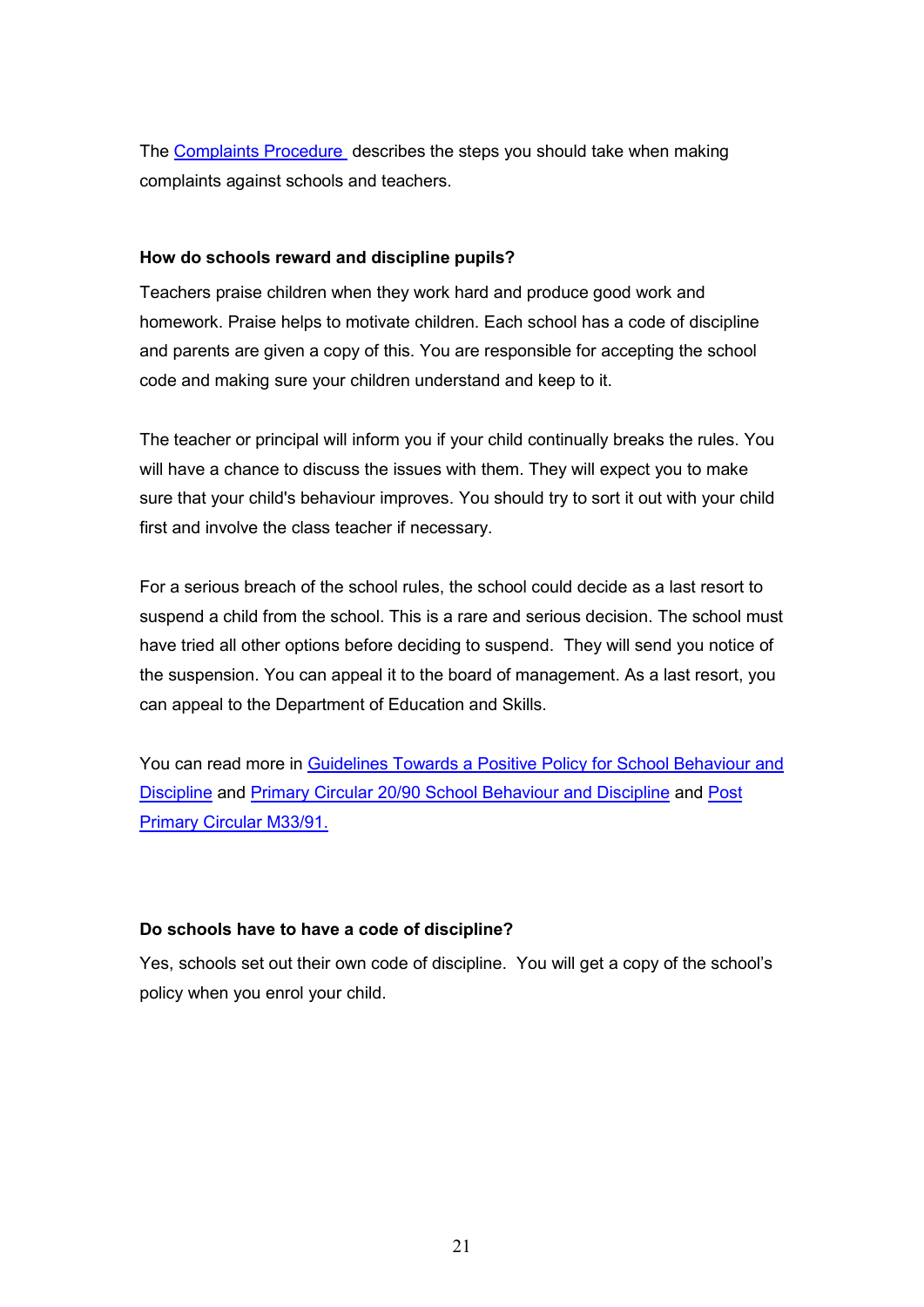The Complaints Procedure describes the steps you should take when making complaints against schools and teachers.

**How do schools reward and discipline pupils?**

Teachers praise children when they work hard and produce good work and homework. Praise helps to motivate children. Each school has a code of discipline and parents are given a copy of this. You are responsible for accepting the school code and making sure your children understand and keep to it.

The teacher or principal will inform you if your child continually breaks the rules. You will have a chance to discuss the issues with them. They will expect you to make sure that your child's behaviour improves. You should try to sort it out with your child first and involve the class teacher if necessary.

For a serious breach of the school rules, the school could decide as a last resort to suspend a child from the school. This is a rare and serious decision. The school must have tried all other options before deciding to suspend. They will send you notice of the suspension. You can appeal it to the board of management. As a last resort, you can appeal to the Department of Education and Skills.

You can read more in Guidelines Towards a Positive Policy for School Behaviour and Discipline and Primary Circular 20/90 School Behaviour and Discipline and Post Primary Circular M33/91.

**Do schools have to have a code of discipline?**

Yes, schools set out their own code of discipline. You will get a copy of the school's policy when you enrol your child.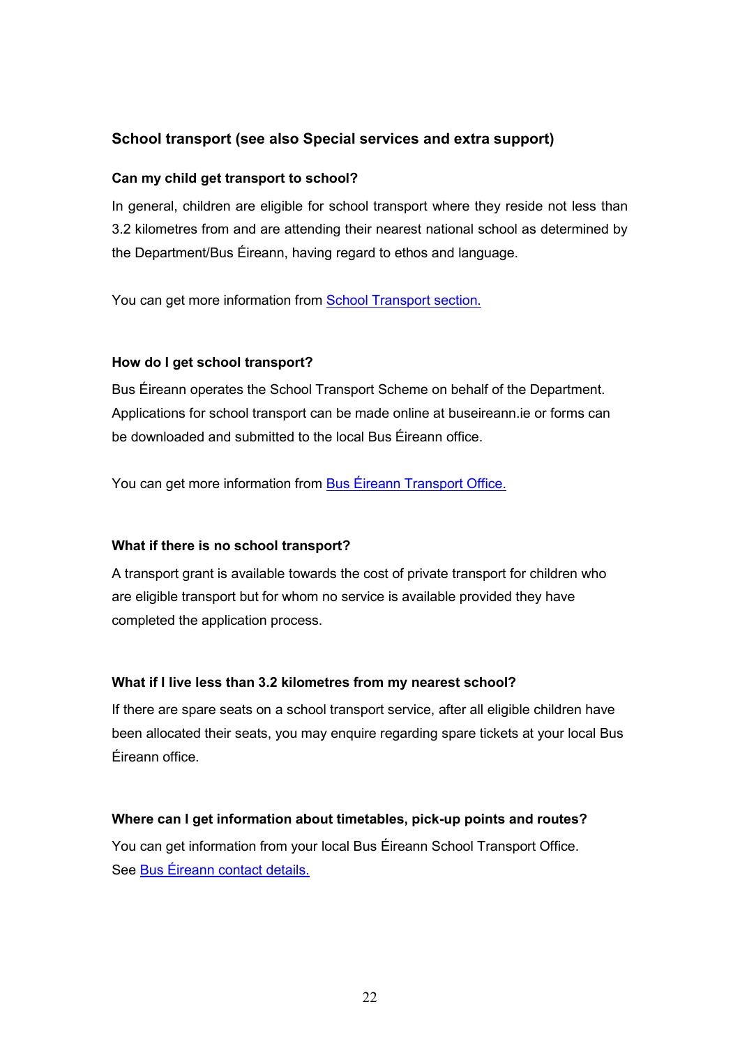## School transport (see also Special services and extra support)

### Can my child get transport to school?

In general, children are eligible for school transport where they reside not less than 3.2 kilometres from and are attending their nearest national school as determined by the Department/Bus Éireann, having regard to ethos and language.

You can get more information from [School Transport section.]()

### How do I get school transport?

Bus Éireann operates the School Transport Scheme on behalf of the Department. Applications for school transport can be made online at buseireann.ie or forms can be downloaded and submitted to the local Bus Éireann office.

You can get more information from [Bus Éireann Transport Office.]()

### What if there is no school transport?

A transport grant is available towards the cost of private transport for children who are eligible transport but for whom no service is available provided they have completed the application process.

### What if I live less than 3.2 kilometres from my nearest school?

If there are spare seats on a school transport service, after all eligible children have been allocated their seats, you may enquire regarding spare tickets at your local Bus Éireann office.

### Where can I get information about timetables, pick-up points and routes?

You can get information from your local Bus Éireann School Transport Office. See [Bus Éireann contact details.]()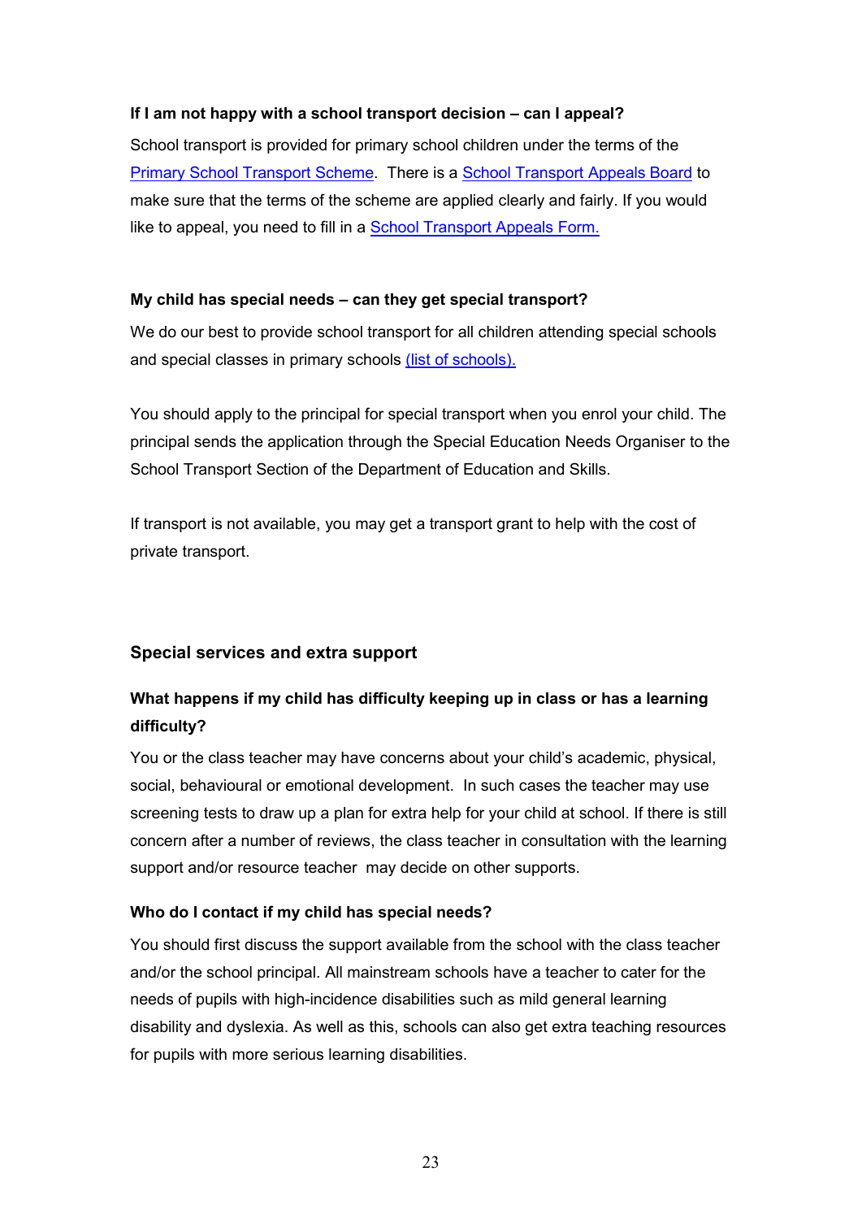**If I am not happy with a school transport decision – can I appeal?**

School transport is provided for primary school children under the terms of the Primary School Transport Scheme. There is a School Transport Appeals Board to make sure that the terms of the scheme are applied clearly and fairly. If you would like to appeal, you need to fill in a School Transport Appeals Form.

**My child has special needs – can they get special transport?**

We do our best to provide school transport for all children attending special schools and special classes in primary schools (list of schools).

You should apply to the principal for special transport when you enrol your child. The principal sends the application through the Special Education Needs Organiser to the School Transport Section of the Department of Education and Skills.

If transport is not available, you may get a transport grant to help with the cost of private transport.

## Special services and extra support

**What happens if my child has difficulty keeping up in class or has a learning difficulty?**

You or the class teacher may have concerns about your child's academic, physical, social, behavioural or emotional development. In such cases the teacher may use screening tests to draw up a plan for extra help for your child at school. If there is still concern after a number of reviews, the class teacher in consultation with the learning support and/or resource teacher may decide on other supports.

**Who do I contact if my child has special needs?**

You should first discuss the support available from the school with the class teacher and/or the school principal. All mainstream schools have a teacher to cater for the needs of pupils with high-incidence disabilities such as mild general learning disability and dyslexia. As well as this, schools can also get extra teaching resources for pupils with more serious learning disabilities.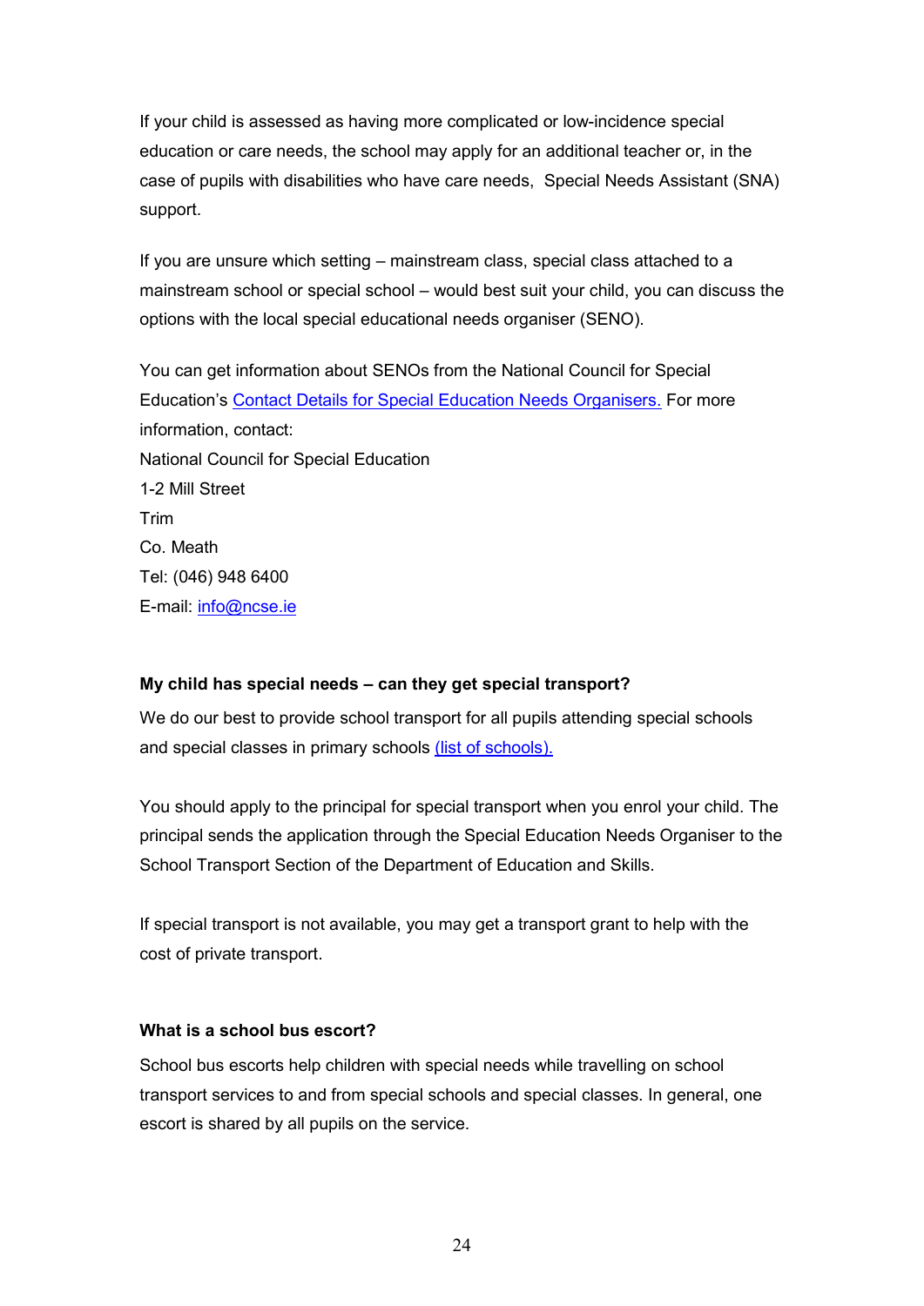If your child is assessed as having more complicated or low-incidence special education or care needs, the school may apply for an additional teacher or, in the case of pupils with disabilities who have care needs, Special Needs Assistant (SNA) support.

If you are unsure which setting – mainstream class, special class attached to a mainstream school or special school – would best suit your child, you can discuss the options with the local special educational needs organiser (SENO).

You can get information about SENOs from the National Council for Special Education's Contact Details for Special Education Needs Organisers. For more information, contact:
National Council for Special Education
1-2 Mill Street
Trim
Co. Meath
Tel: (046) 948 6400
E-mail: info@ncse.ie

**My child has special needs – can they get special transport?**

We do our best to provide school transport for all pupils attending special schools and special classes in primary schools (list of schools).

You should apply to the principal for special transport when you enrol your child. The principal sends the application through the Special Education Needs Organiser to the School Transport Section of the Department of Education and Skills.

If special transport is not available, you may get a transport grant to help with the cost of private transport.

**What is a school bus escort?**

School bus escorts help children with special needs while travelling on school transport services to and from special schools and special classes. In general, one escort is shared by all pupils on the service.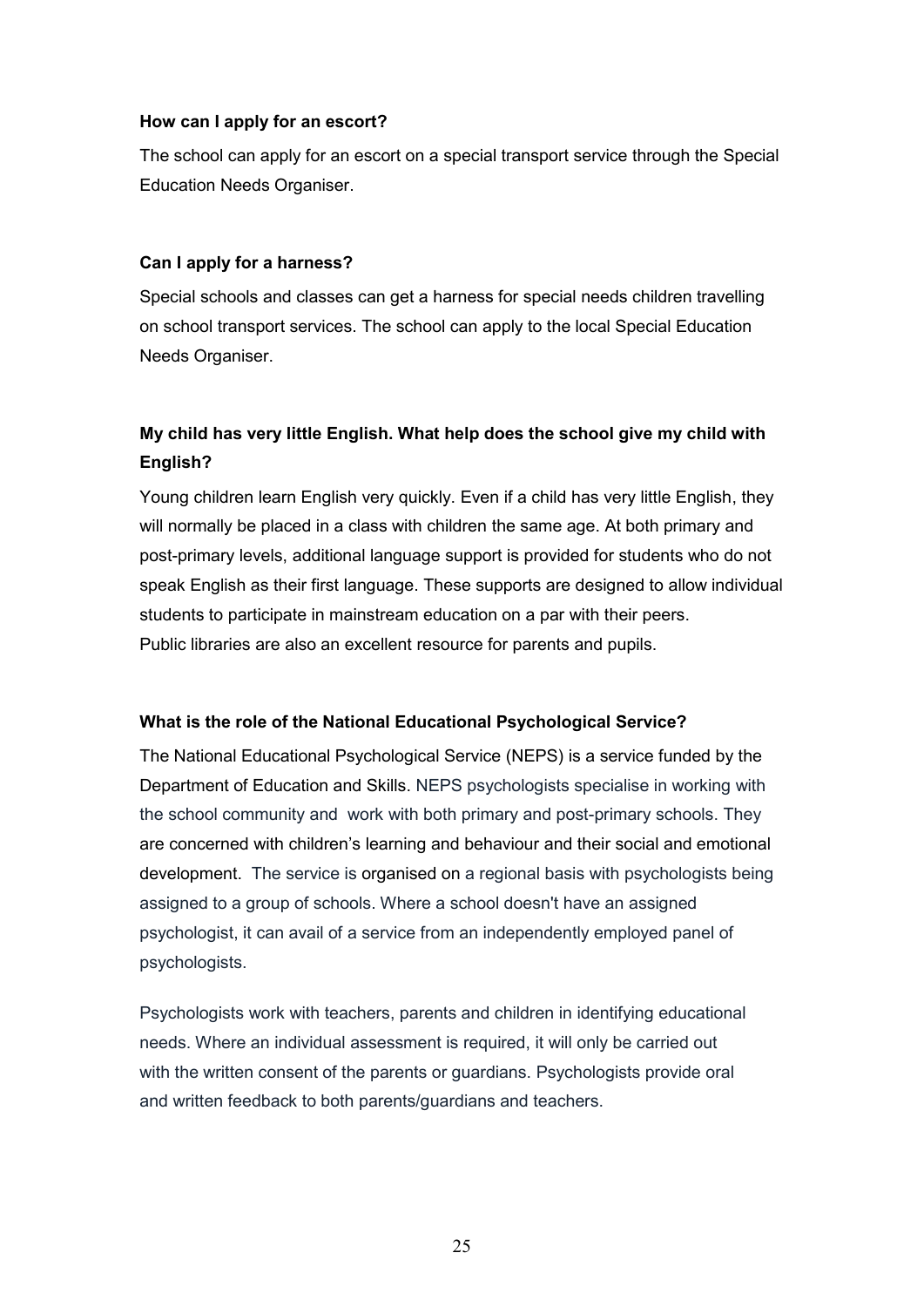**How can I apply for an escort?**

The school can apply for an escort on a special transport service through the Special Education Needs Organiser.

**Can I apply for a harness?**

Special schools and classes can get a harness for special needs children travelling on school transport services. The school can apply to the local Special Education Needs Organiser.

**My child has very little English. What help does the school give my child with English?**

Young children learn English very quickly. Even if a child has very little English, they will normally be placed in a class with children the same age. At both primary and post-primary levels, additional language support is provided for students who do not speak English as their first language. These supports are designed to allow individual students to participate in mainstream education on a par with their peers.
Public libraries are also an excellent resource for parents and pupils.

**What is the role of the National Educational Psychological Service?**

The National Educational Psychological Service (NEPS) is a service funded by the Department of Education and Skills. NEPS psychologists specialise in working with the school community and work with both primary and post-primary schools. They are concerned with children's learning and behaviour and their social and emotional development. The service is organised on a regional basis with psychologists being assigned to a group of schools. Where a school doesn't have an assigned psychologist, it can avail of a service from an independently employed panel of psychologists.

Psychologists work with teachers, parents and children in identifying educational needs. Where an individual assessment is required, it will only be carried out with the written consent of the parents or guardians. Psychologists provide oral and written feedback to both parents/guardians and teachers.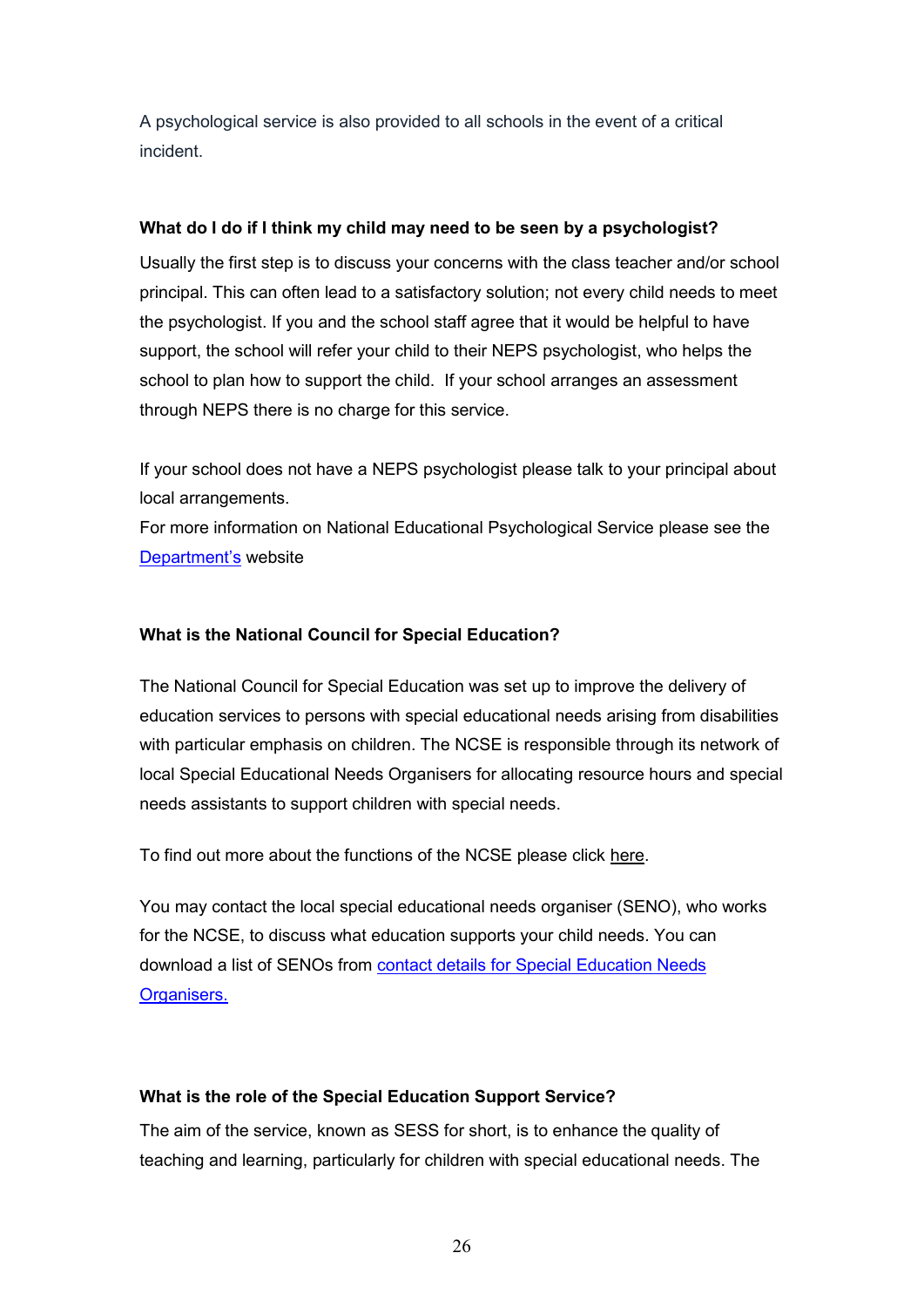A psychological service is also provided to all schools in the event of a critical incident.

**What do I do if I think my child may need to be seen by a psychologist?**

Usually the first step is to discuss your concerns with the class teacher and/or school principal. This can often lead to a satisfactory solution; not every child needs to meet the psychologist. If you and the school staff agree that it would be helpful to have support, the school will refer your child to their NEPS psychologist, who helps the school to plan how to support the child. If your school arranges an assessment through NEPS there is no charge for this service.

If your school does not have a NEPS psychologist please talk to your principal about local arrangements.

For more information on National Educational Psychological Service please see the Department's website

**What is the National Council for Special Education?**

The National Council for Special Education was set up to improve the delivery of education services to persons with special educational needs arising from disabilities with particular emphasis on children. The NCSE is responsible through its network of local Special Educational Needs Organisers for allocating resource hours and special needs assistants to support children with special needs.

To find out more about the functions of the NCSE please click here.

You may contact the local special educational needs organiser (SENO), who works for the NCSE, to discuss what education supports your child needs. You can download a list of SENOs from contact details for Special Education Needs Organisers.

**What is the role of the Special Education Support Service?**

The aim of the service, known as SESS for short, is to enhance the quality of teaching and learning, particularly for children with special educational needs. The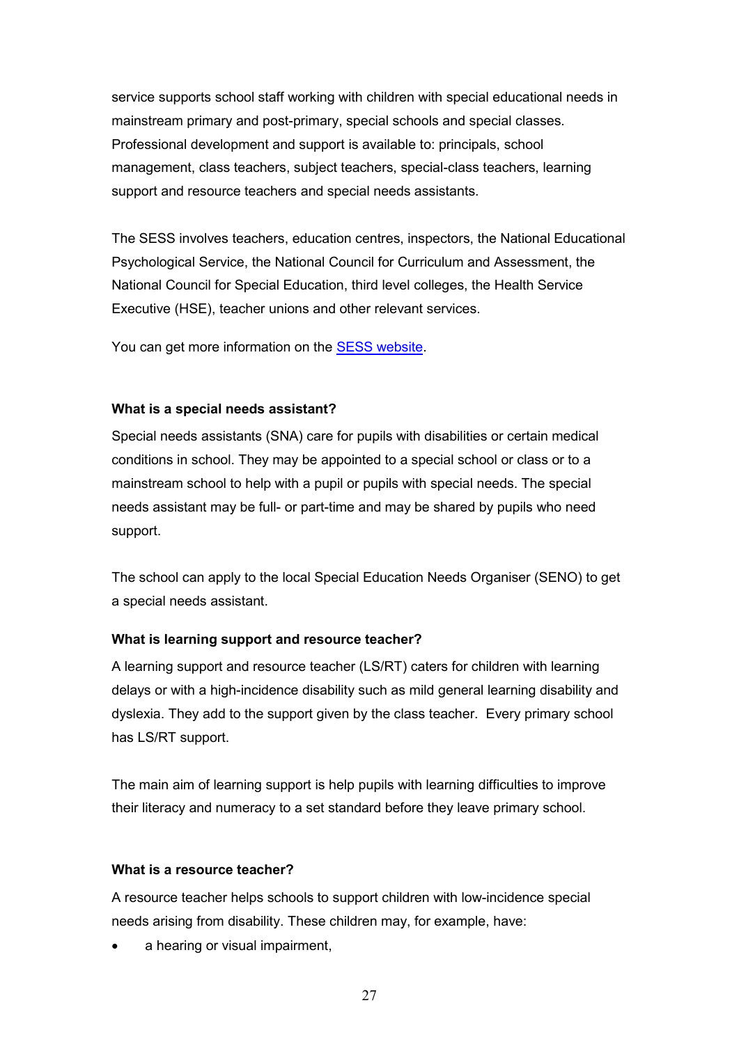service supports school staff working with children with special educational needs in mainstream primary and post-primary, special schools and special classes. Professional development and support is available to: principals, school management, class teachers, subject teachers, special-class teachers, learning support and resource teachers and special needs assistants.

The SESS involves teachers, education centres, inspectors, the National Educational Psychological Service, the National Council for Curriculum and Assessment, the National Council for Special Education, third level colleges, the Health Service Executive (HSE), teacher unions and other relevant services.

You can get more information on the SESS website.

**What is a special needs assistant?**

Special needs assistants (SNA) care for pupils with disabilities or certain medical conditions in school. They may be appointed to a special school or class or to a mainstream school to help with a pupil or pupils with special needs. The special needs assistant may be full- or part-time and may be shared by pupils who need support.

The school can apply to the local Special Education Needs Organiser (SENO) to get a special needs assistant.

**What is learning support and resource teacher?**

A learning support and resource teacher (LS/RT) caters for children with learning delays or with a high-incidence disability such as mild general learning disability and dyslexia. They add to the support given by the class teacher. Every primary school has LS/RT support.

The main aim of learning support is help pupils with learning difficulties to improve their literacy and numeracy to a set standard before they leave primary school.

**What is a resource teacher?**

A resource teacher helps schools to support children with low-incidence special needs arising from disability. These children may, for example, have:

- a hearing or visual impairment,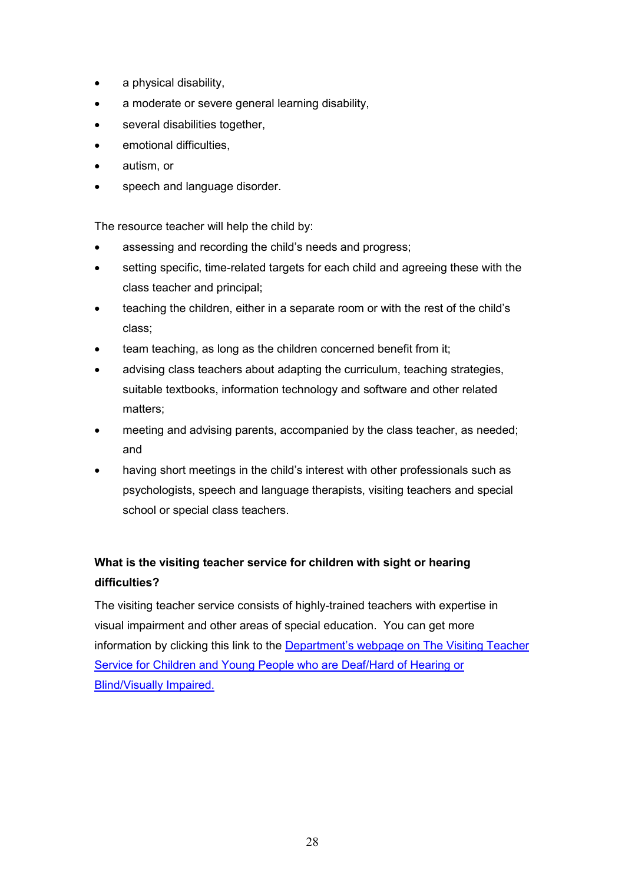- a physical disability,
- a moderate or severe general learning disability,
- several disabilities together,
- emotional difficulties,
- autism, or
- speech and language disorder.

The resource teacher will help the child by:

- assessing and recording the child's needs and progress;
- setting specific, time-related targets for each child and agreeing these with the class teacher and principal;
- teaching the children, either in a separate room or with the rest of the child's class;
- team teaching, as long as the children concerned benefit from it;
- advising class teachers about adapting the curriculum, teaching strategies, suitable textbooks, information technology and software and other related matters;
- meeting and advising parents, accompanied by the class teacher, as needed; and
- having short meetings in the child's interest with other professionals such as psychologists, speech and language therapists, visiting teachers and special school or special class teachers.

**What is the visiting teacher service for children with sight or hearing difficulties?**

The visiting teacher service consists of highly-trained teachers with expertise in visual impairment and other areas of special education. You can get more information by clicking this link to the Department's webpage on The Visiting Teacher Service for Children and Young People who are Deaf/Hard of Hearing or Blind/Visually Impaired.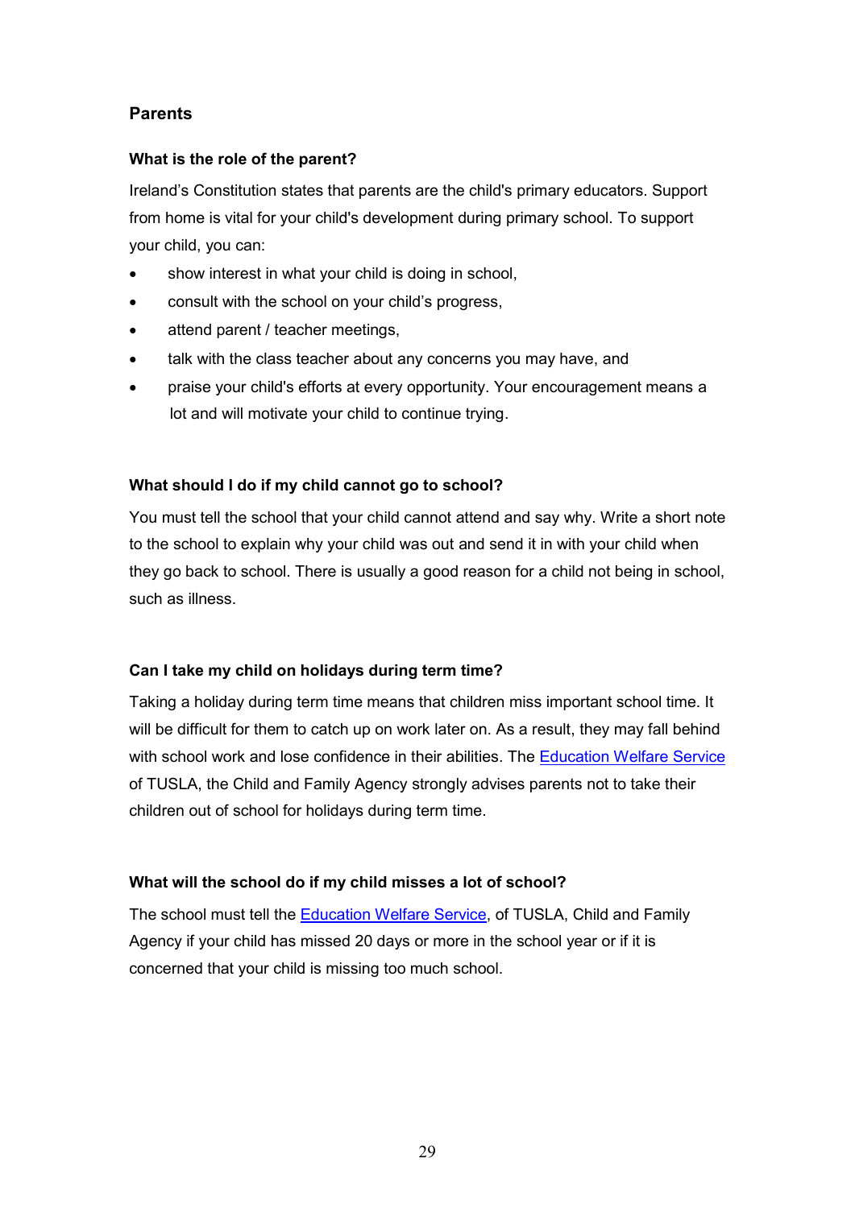## Parents

### What is the role of the parent?

Ireland's Constitution states that parents are the child's primary educators. Support from home is vital for your child's development during primary school. To support your child, you can:

- show interest in what your child is doing in school,
- consult with the school on your child's progress,
- attend parent / teacher meetings,
- talk with the class teacher about any concerns you may have, and
- praise your child's efforts at every opportunity. Your encouragement means a lot and will motivate your child to continue trying.

### What should I do if my child cannot go to school?

You must tell the school that your child cannot attend and say why. Write a short note to the school to explain why your child was out and send it in with your child when they go back to school. There is usually a good reason for a child not being in school, such as illness.

### Can I take my child on holidays during term time?

Taking a holiday during term time means that children miss important school time. It will be difficult for them to catch up on work later on. As a result, they may fall behind with school work and lose confidence in their abilities. The Education Welfare Service of TUSLA, the Child and Family Agency strongly advises parents not to take their children out of school for holidays during term time.

### What will the school do if my child misses a lot of school?

The school must tell the Education Welfare Service, of TUSLA, Child and Family Agency if your child has missed 20 days or more in the school year or if it is concerned that your child is missing too much school.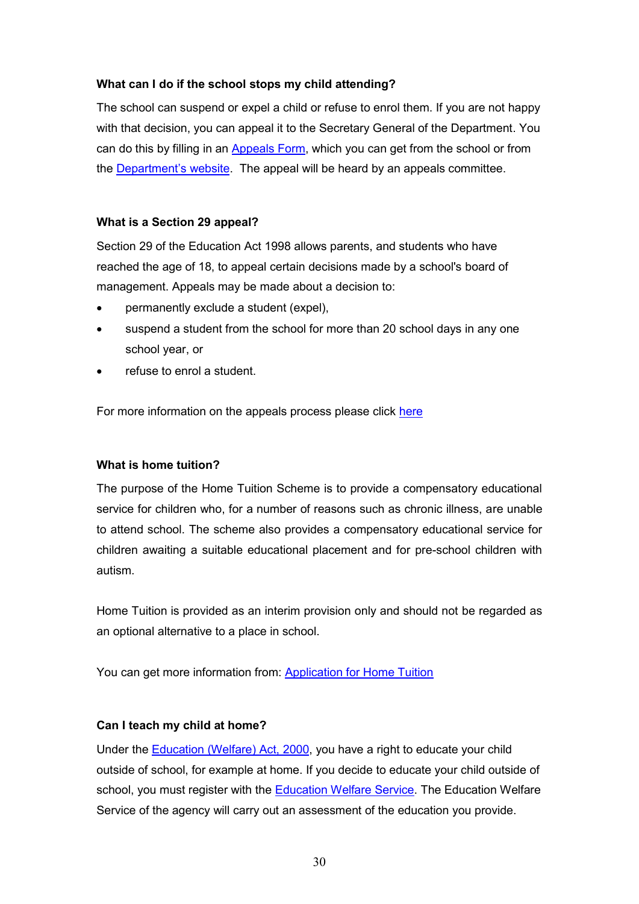### What can I do if the school stops my child attending?

The school can suspend or expel a child or refuse to enrol them. If you are not happy with that decision, you can appeal it to the Secretary General of the Department. You can do this by filling in an Appeals Form, which you can get from the school or from the Department's website. The appeal will be heard by an appeals committee.

### What is a Section 29 appeal?

Section 29 of the Education Act 1998 allows parents, and students who have reached the age of 18, to appeal certain decisions made by a school's board of management. Appeals may be made about a decision to:

- permanently exclude a student (expel),
- suspend a student from the school for more than 20 school days in any one school year, or
- refuse to enrol a student.

For more information on the appeals process please click here

### What is home tuition?

The purpose of the Home Tuition Scheme is to provide a compensatory educational service for children who, for a number of reasons such as chronic illness, are unable to attend school. The scheme also provides a compensatory educational service for children awaiting a suitable educational placement and for pre-school children with autism.

Home Tuition is provided as an interim provision only and should not be regarded as an optional alternative to a place in school.

You can get more information from: Application for Home Tuition

### Can I teach my child at home?

Under the Education (Welfare) Act, 2000, you have a right to educate your child outside of school, for example at home. If you decide to educate your child outside of school, you must register with the Education Welfare Service. The Education Welfare Service of the agency will carry out an assessment of the education you provide.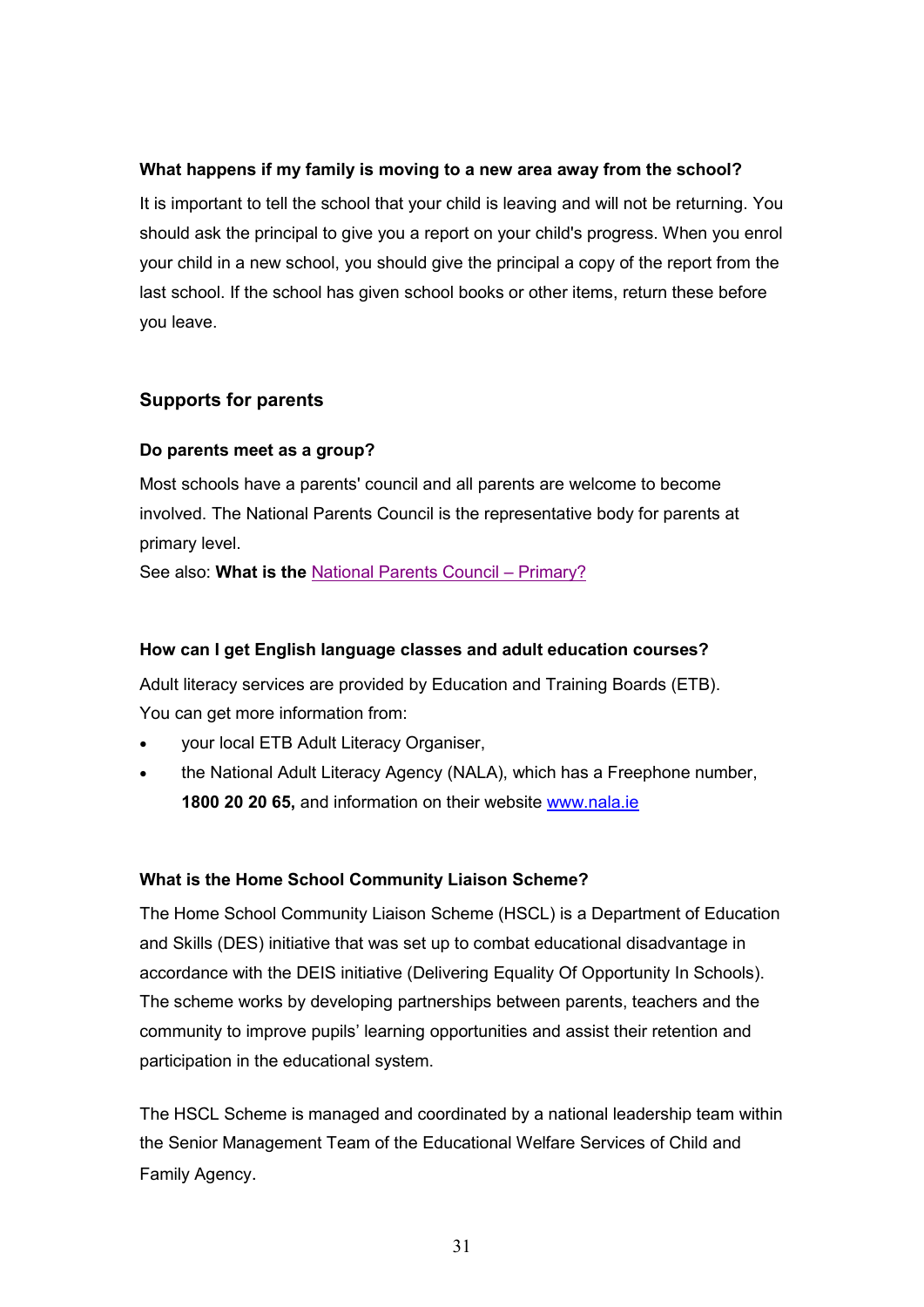#### What happens if my family is moving to a new area away from the school?

It is important to tell the school that your child is leaving and will not be returning. You should ask the principal to give you a report on your child's progress. When you enrol your child in a new school, you should give the principal a copy of the report from the last school. If the school has given school books or other items, return these before you leave.

## Supports for parents

#### Do parents meet as a group?

Most schools have a parents' council and all parents are welcome to become involved. The National Parents Council is the representative body for parents at primary level.

See also: **What is the** National Parents Council – Primary?

#### How can I get English language classes and adult education courses?

Adult literacy services are provided by Education and Training Boards (ETB). You can get more information from:

- your local ETB Adult Literacy Organiser,
- the National Adult Literacy Agency (NALA), which has a Freephone number, **1800 20 20 65,** and information on their website www.nala.ie

#### What is the Home School Community Liaison Scheme?

The Home School Community Liaison Scheme (HSCL) is a Department of Education and Skills (DES) initiative that was set up to combat educational disadvantage in accordance with the DEIS initiative (Delivering Equality Of Opportunity In Schools). The scheme works by developing partnerships between parents, teachers and the community to improve pupils' learning opportunities and assist their retention and participation in the educational system.

The HSCL Scheme is managed and coordinated by a national leadership team within the Senior Management Team of the Educational Welfare Services of Child and Family Agency.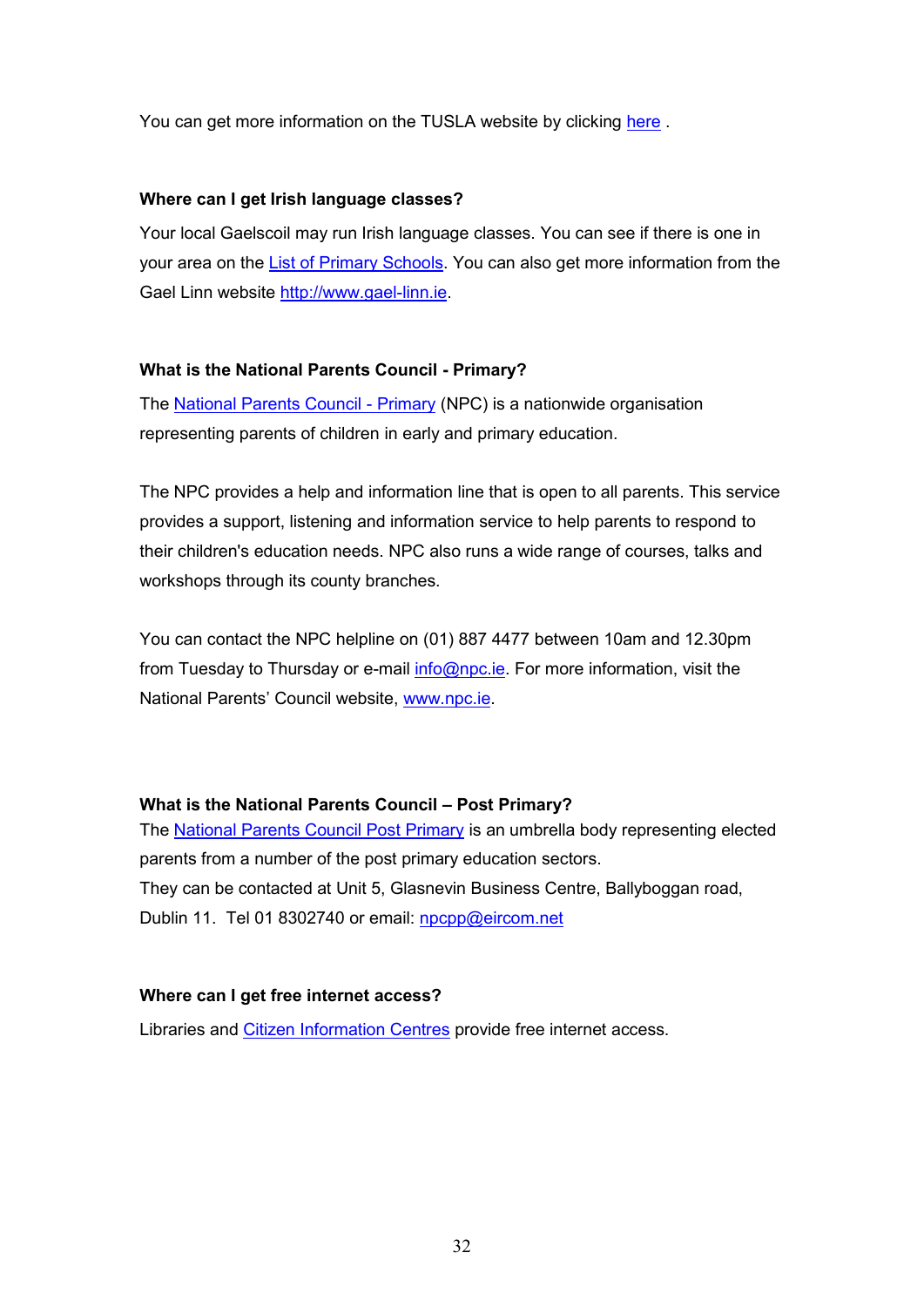You can get more information on the TUSLA website by clicking here .

### Where can I get Irish language classes?

Your local Gaelscoil may run Irish language classes. You can see if there is one in your area on the List of Primary Schools. You can also get more information from the Gael Linn website http://www.gael-linn.ie.

### What is the National Parents Council - Primary?

The National Parents Council - Primary (NPC) is a nationwide organisation representing parents of children in early and primary education.

The NPC provides a help and information line that is open to all parents. This service provides a support, listening and information service to help parents to respond to their children's education needs. NPC also runs a wide range of courses, talks and workshops through its county branches.

You can contact the NPC helpline on (01) 887 4477 between 10am and 12.30pm from Tuesday to Thursday or e-mail info@npc.ie. For more information, visit the National Parents' Council website, www.npc.ie.

### What is the National Parents Council – Post Primary?

The National Parents Council Post Primary is an umbrella body representing elected parents from a number of the post primary education sectors.
They can be contacted at Unit 5, Glasnevin Business Centre, Ballyboggan road, Dublin 11. Tel 01 8302740 or email: npcpp@eircom.net

### Where can I get free internet access?

Libraries and Citizen Information Centres provide free internet access.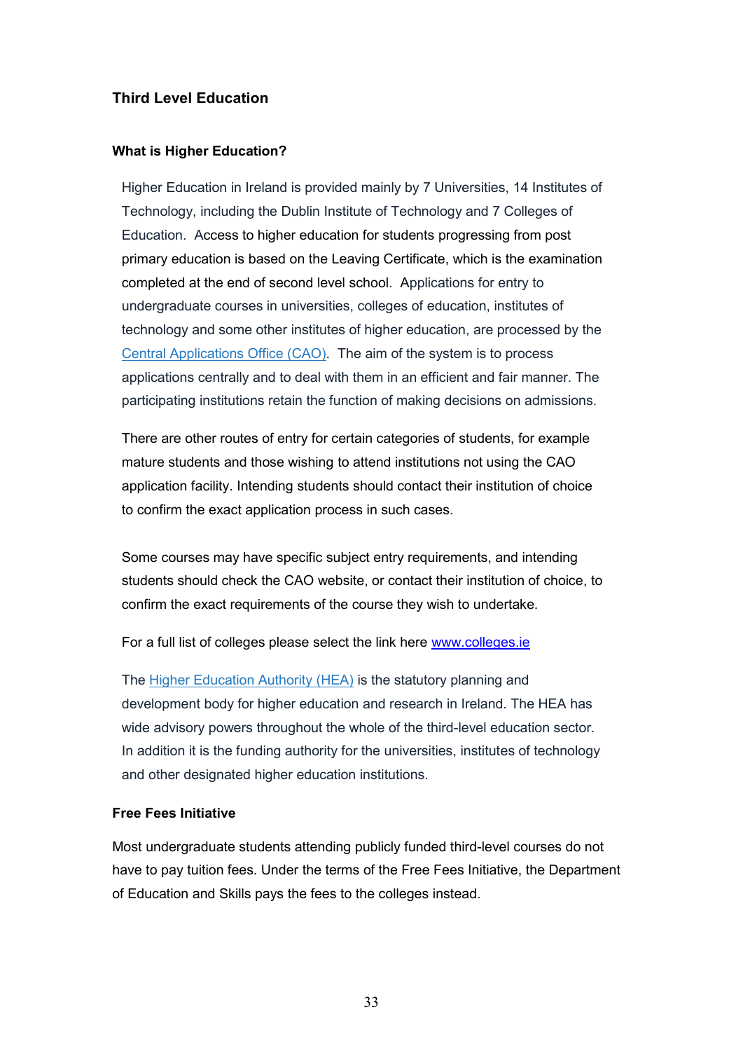## Third Level Education

### What is Higher Education?

Higher Education in Ireland is provided mainly by 7 Universities, 14 Institutes of Technology, including the Dublin Institute of Technology and 7 Colleges of Education. Access to higher education for students progressing from post primary education is based on the Leaving Certificate, which is the examination completed at the end of second level school. Applications for entry to undergraduate courses in universities, colleges of education, institutes of technology and some other institutes of higher education, are processed by the Central Applications Office (CAO). The aim of the system is to process applications centrally and to deal with them in an efficient and fair manner. The participating institutions retain the function of making decisions on admissions.

There are other routes of entry for certain categories of students, for example mature students and those wishing to attend institutions not using the CAO application facility. Intending students should contact their institution of choice to confirm the exact application process in such cases.

Some courses may have specific subject entry requirements, and intending students should check the CAO website, or contact their institution of choice, to confirm the exact requirements of the course they wish to undertake.

For a full list of colleges please select the link here www.colleges.ie

The Higher Education Authority (HEA) is the statutory planning and development body for higher education and research in Ireland. The HEA has wide advisory powers throughout the whole of the third-level education sector. In addition it is the funding authority for the universities, institutes of technology and other designated higher education institutions.

### Free Fees Initiative

Most undergraduate students attending publicly funded third-level courses do not have to pay tuition fees. Under the terms of the Free Fees Initiative, the Department of Education and Skills pays the fees to the colleges instead.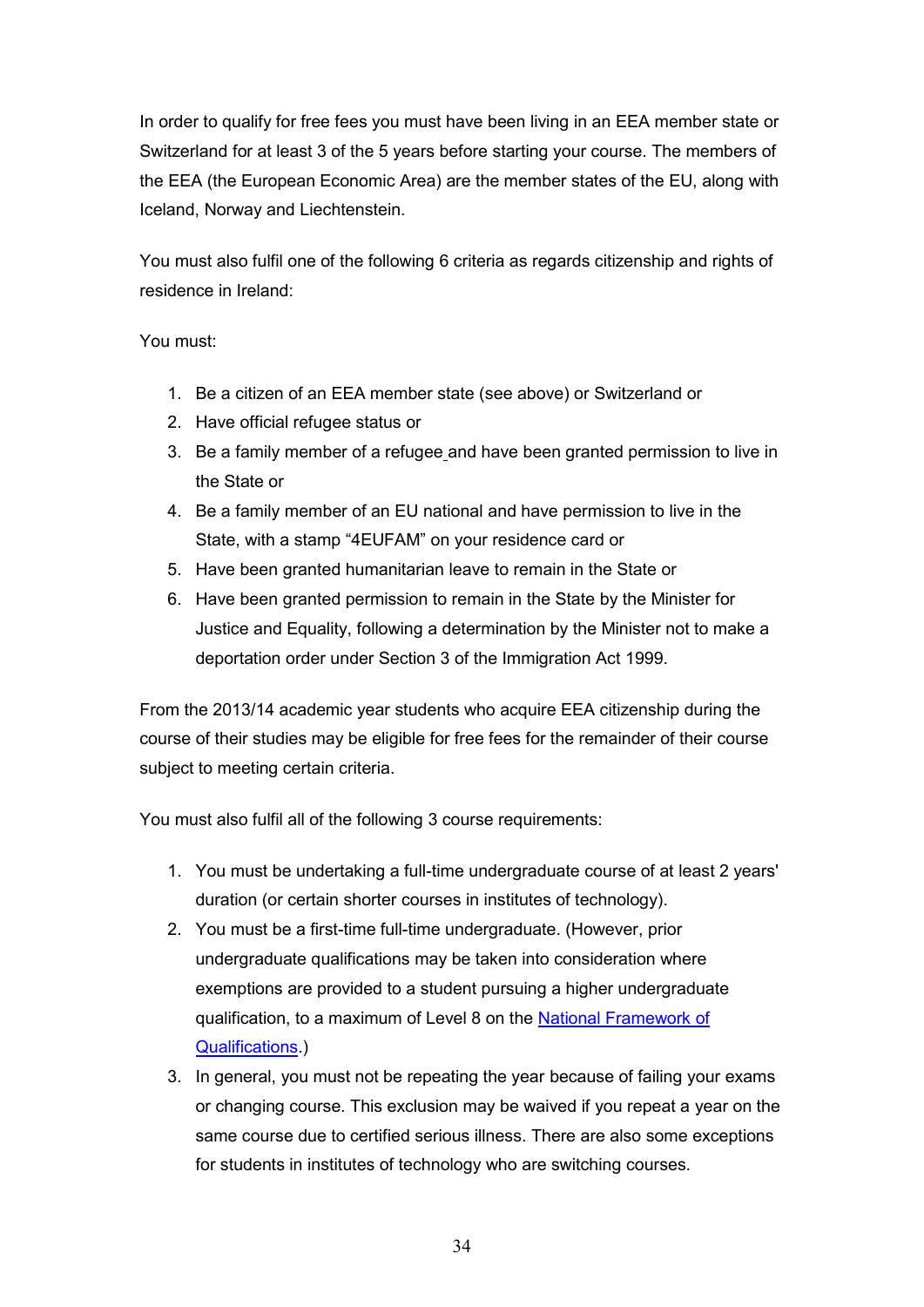In order to qualify for free fees you must have been living in an EEA member state or Switzerland for at least 3 of the 5 years before starting your course. The members of the EEA (the European Economic Area) are the member states of the EU, along with Iceland, Norway and Liechtenstein.

You must also fulfil one of the following 6 criteria as regards citizenship and rights of residence in Ireland:

You must:

1. Be a citizen of an EEA member state (see above) or Switzerland or
2. Have official refugee status or
3. Be a family member of a refugee and have been granted permission to live in the State or
4. Be a family member of an EU national and have permission to live in the State, with a stamp "4EUFAM" on your residence card or
5. Have been granted humanitarian leave to remain in the State or
6. Have been granted permission to remain in the State by the Minister for Justice and Equality, following a determination by the Minister not to make a deportation order under Section 3 of the Immigration Act 1999.

From the 2013/14 academic year students who acquire EEA citizenship during the course of their studies may be eligible for free fees for the remainder of their course subject to meeting certain criteria.

You must also fulfil all of the following 3 course requirements:

1. You must be undertaking a full-time undergraduate course of at least 2 years' duration (or certain shorter courses in institutes of technology).
2. You must be a first-time full-time undergraduate. (However, prior undergraduate qualifications may be taken into consideration where exemptions are provided to a student pursuing a higher undergraduate qualification, to a maximum of Level 8 on the [National Framework of Qualifications](#).)
3. In general, you must not be repeating the year because of failing your exams or changing course. This exclusion may be waived if you repeat a year on the same course due to certified serious illness. There are also some exceptions for students in institutes of technology who are switching courses.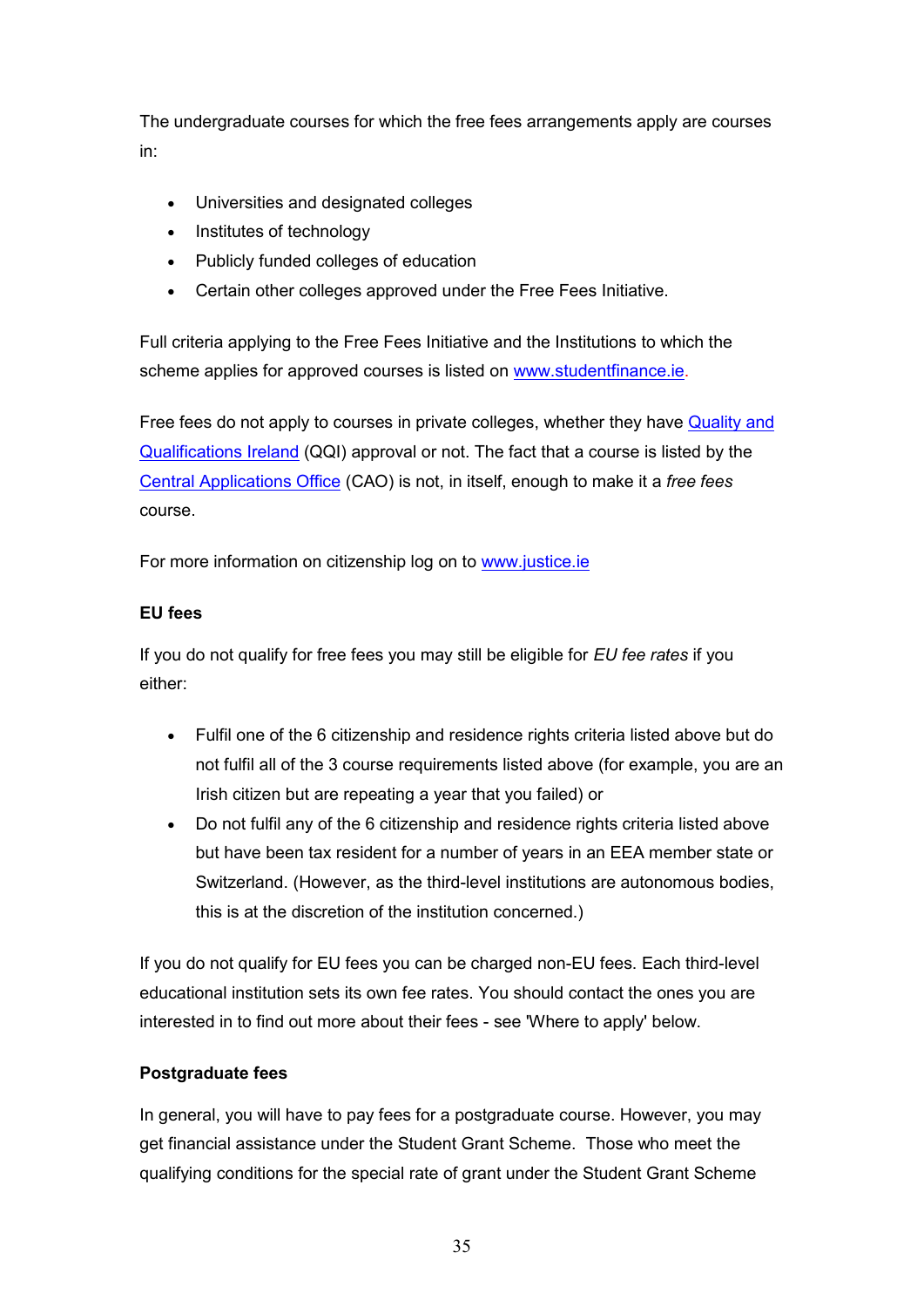The undergraduate courses for which the free fees arrangements apply are courses in:

- Universities and designated colleges
- Institutes of technology
- Publicly funded colleges of education
- Certain other colleges approved under the Free Fees Initiative.

Full criteria applying to the Free Fees Initiative and the Institutions to which the scheme applies for approved courses is listed on [www.studentfinance.ie](http://www.studentfinance.ie).

Free fees do not apply to courses in private colleges, whether they have [Quality and Qualifications Ireland](#) (QQI) approval or not. The fact that a course is listed by the [Central Applications Office](#) (CAO) is not, in itself, enough to make it a *free fees* course.

For more information on citizenship log on to [www.justice.ie](http://www.justice.ie)

**EU fees**

If you do not qualify for free fees you may still be eligible for *EU fee rates* if you either:

- Fulfil one of the 6 citizenship and residence rights criteria listed above but do not fulfil all of the 3 course requirements listed above (for example, you are an Irish citizen but are repeating a year that you failed) or
- Do not fulfil any of the 6 citizenship and residence rights criteria listed above but have been tax resident for a number of years in an EEA member state or Switzerland. (However, as the third-level institutions are autonomous bodies, this is at the discretion of the institution concerned.)

If you do not qualify for EU fees you can be charged non-EU fees. Each third-level educational institution sets its own fee rates. You should contact the ones you are interested in to find out more about their fees - see 'Where to apply' below.

**Postgraduate fees**

In general, you will have to pay fees for a postgraduate course. However, you may get financial assistance under the Student Grant Scheme. Those who meet the qualifying conditions for the special rate of grant under the Student Grant Scheme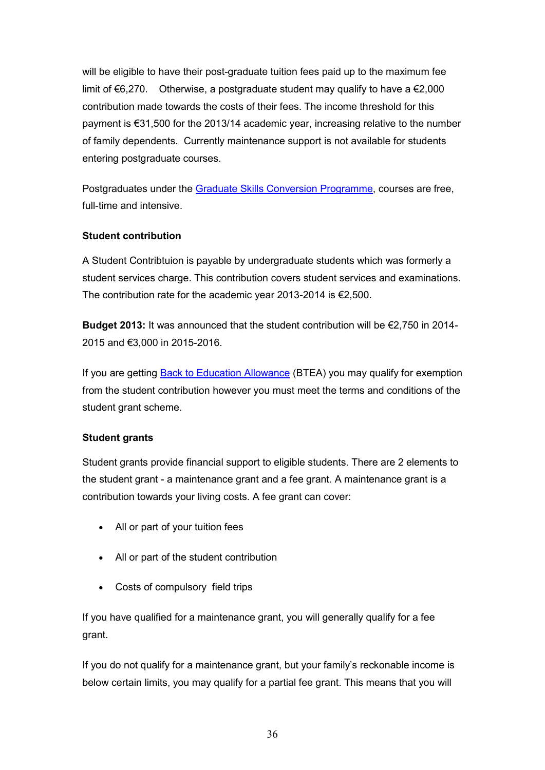will be eligible to have their post-graduate tuition fees paid up to the maximum fee limit of €6,270.   Otherwise, a postgraduate student may qualify to have a €2,000 contribution made towards the costs of their fees. The income threshold for this payment is €31,500 for the 2013/14 academic year, increasing relative to the number of family dependents.  Currently maintenance support is not available for students entering postgraduate courses.

Postgraduates under the Graduate Skills Conversion Programme, courses are free, full-time and intensive.

**Student contribution**

A Student Contribtuion is payable by undergraduate students which was formerly a student services charge. This contribution covers student services and examinations. The contribution rate for the academic year 2013-2014 is €2,500.

**Budget 2013:** It was announced that the student contribution will be €2,750 in 2014-2015 and €3,000 in 2015-2016.

If you are getting Back to Education Allowance (BTEA) you may qualify for exemption from the student contribution however you must meet the terms and conditions of the student grant scheme.

**Student grants**

Student grants provide financial support to eligible students. There are 2 elements to the student grant - a maintenance grant and a fee grant. A maintenance grant is a contribution towards your living costs. A fee grant can cover:

- All or part of your tuition fees
- All or part of the student contribution
- Costs of compulsory  field trips

If you have qualified for a maintenance grant, you will generally qualify for a fee grant.

If you do not qualify for a maintenance grant, but your family's reckonable income is below certain limits, you may qualify for a partial fee grant. This means that you will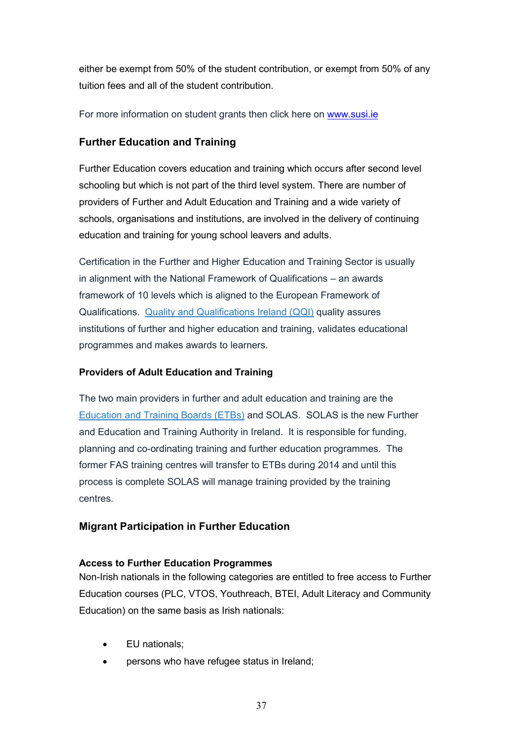either be exempt from 50% of the student contribution, or exempt from 50% of any tuition fees and all of the student contribution.

For more information on student grants then click here on [www.susi.ie](www.susi.ie)

## Further Education and Training

Further Education covers education and training which occurs after second level schooling but which is not part of the third level system. There are number of providers of Further and Adult Education and Training and a wide variety of schools, organisations and institutions, are involved in the delivery of continuing education and training for young school leavers and adults.

Certification in the Further and Higher Education and Training Sector is usually in alignment with the National Framework of Qualifications – an awards framework of 10 levels which is aligned to the European Framework of Qualifications. Quality and Qualifications Ireland (QQI) quality assures institutions of further and higher education and training, validates educational programmes and makes awards to learners.

### Providers of Adult Education and Training

The two main providers in further and adult education and training are the Education and Training Boards (ETBs) and SOLAS. SOLAS is the new Further and Education and Training Authority in Ireland. It is responsible for funding, planning and co-ordinating training and further education programmes. The former FAS training centres will transfer to ETBs during 2014 and until this process is complete SOLAS will manage training provided by the training centres.

## Migrant Participation in Further Education

### Access to Further Education Programmes

Non-Irish nationals in the following categories are entitled to free access to Further Education courses (PLC, VTOS, Youthreach, BTEI, Adult Literacy and Community Education) on the same basis as Irish nationals:

- EU nationals;
- persons who have refugee status in Ireland;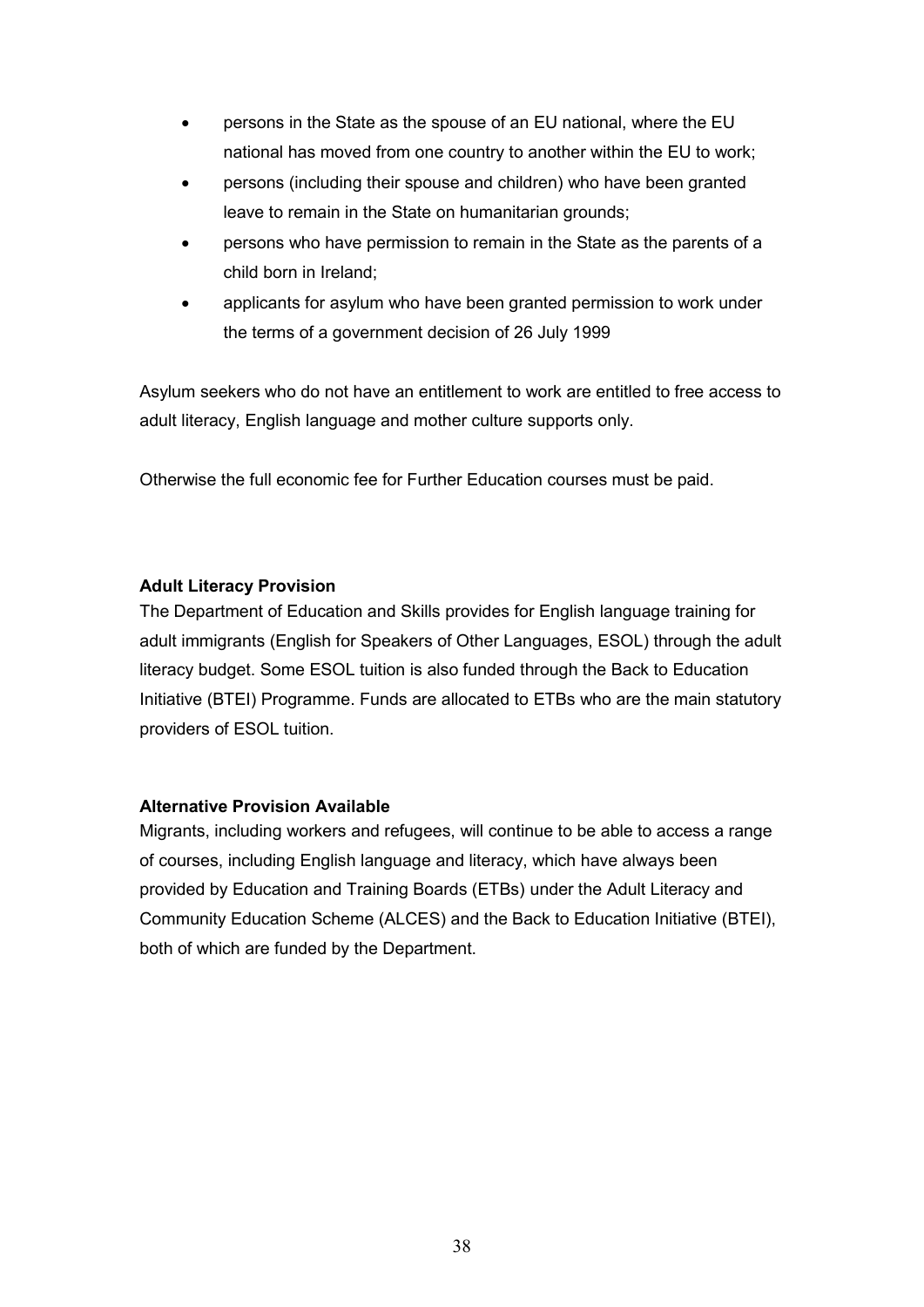- persons in the State as the spouse of an EU national, where the EU national has moved from one country to another within the EU to work;
- persons (including their spouse and children) who have been granted leave to remain in the State on humanitarian grounds;
- persons who have permission to remain in the State as the parents of a child born in Ireland;
- applicants for asylum who have been granted permission to work under the terms of a government decision of 26 July 1999

Asylum seekers who do not have an entitlement to work are entitled to free access to adult literacy, English language and mother culture supports only.

Otherwise the full economic fee for Further Education courses must be paid.

**Adult Literacy Provision**

The Department of Education and Skills provides for English language training for adult immigrants (English for Speakers of Other Languages, ESOL) through the adult literacy budget. Some ESOL tuition is also funded through the Back to Education Initiative (BTEI) Programme. Funds are allocated to ETBs who are the main statutory providers of ESOL tuition.

**Alternative Provision Available**

Migrants, including workers and refugees, will continue to be able to access a range of courses, including English language and literacy, which have always been provided by Education and Training Boards (ETBs) under the Adult Literacy and Community Education Scheme (ALCES) and the Back to Education Initiative (BTEI), both of which are funded by the Department.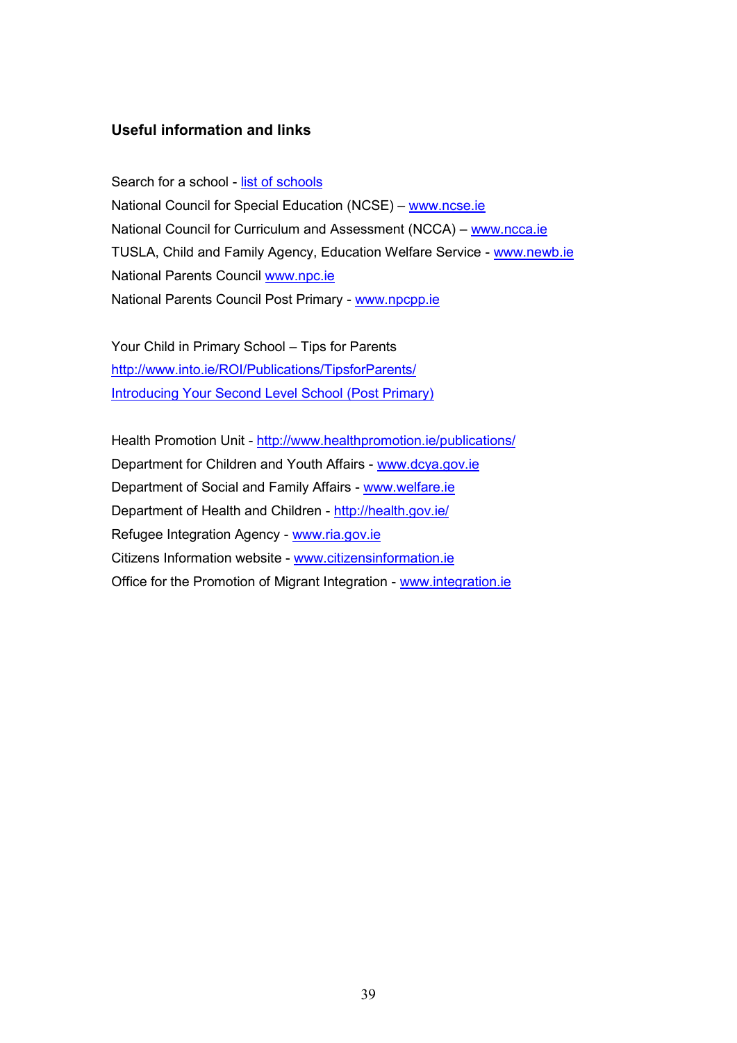### Useful information and links

Search for a school - list of schools
National Council for Special Education (NCSE) – www.ncse.ie
National Council for Curriculum and Assessment (NCCA) – www.ncca.ie
TUSLA, Child and Family Agency, Education Welfare Service - www.newb.ie
National Parents Council www.npc.ie
National Parents Council Post Primary - www.npcpp.ie

Your Child in Primary School – Tips for Parents
http://www.into.ie/ROI/Publications/TipsforParents/
Introducing Your Second Level School (Post Primary)

Health Promotion Unit - http://www.healthpromotion.ie/publications/
Department for Children and Youth Affairs - www.dcya.gov.ie
Department of Social and Family Affairs - www.welfare.ie
Department of Health and Children - http://health.gov.ie/
Refugee Integration Agency - www.ria.gov.ie
Citizens Information website - www.citizensinformation.ie
Office for the Promotion of Migrant Integration - www.integration.ie